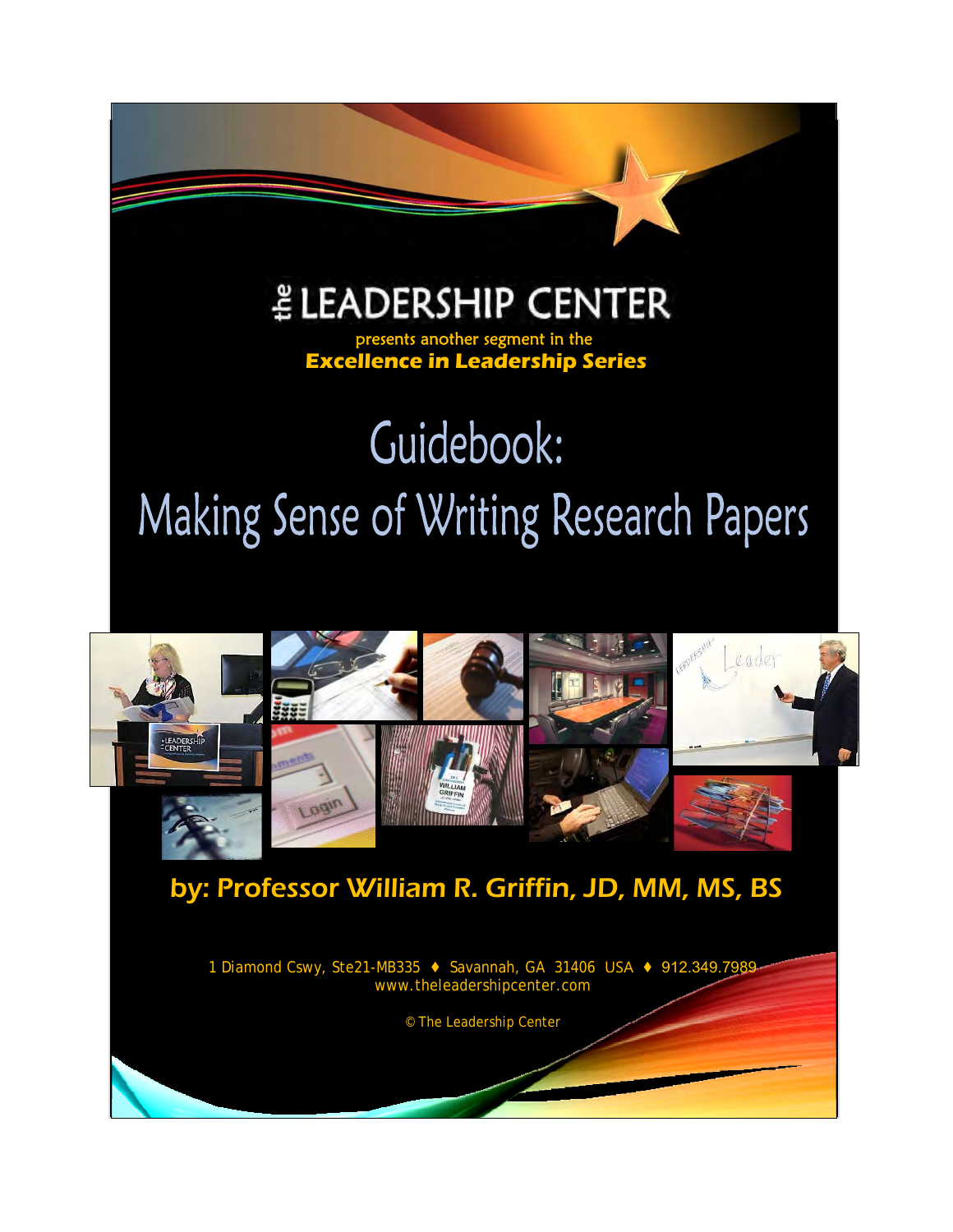# the LEADERSHIP CENTER

presents another segment in the

**Excellence in Leadership Series**

# Guidebook: Making Sense of Writing Research Papers

## by: Professor William R. Griffin, JD, MM, MS, BS

1 Diamond Cswy, Ste21-MB335 ♦ Savannah, GA 31406 USA ♦ 912.349.7989
www.theleadershipcenter.com

© The Leadership Center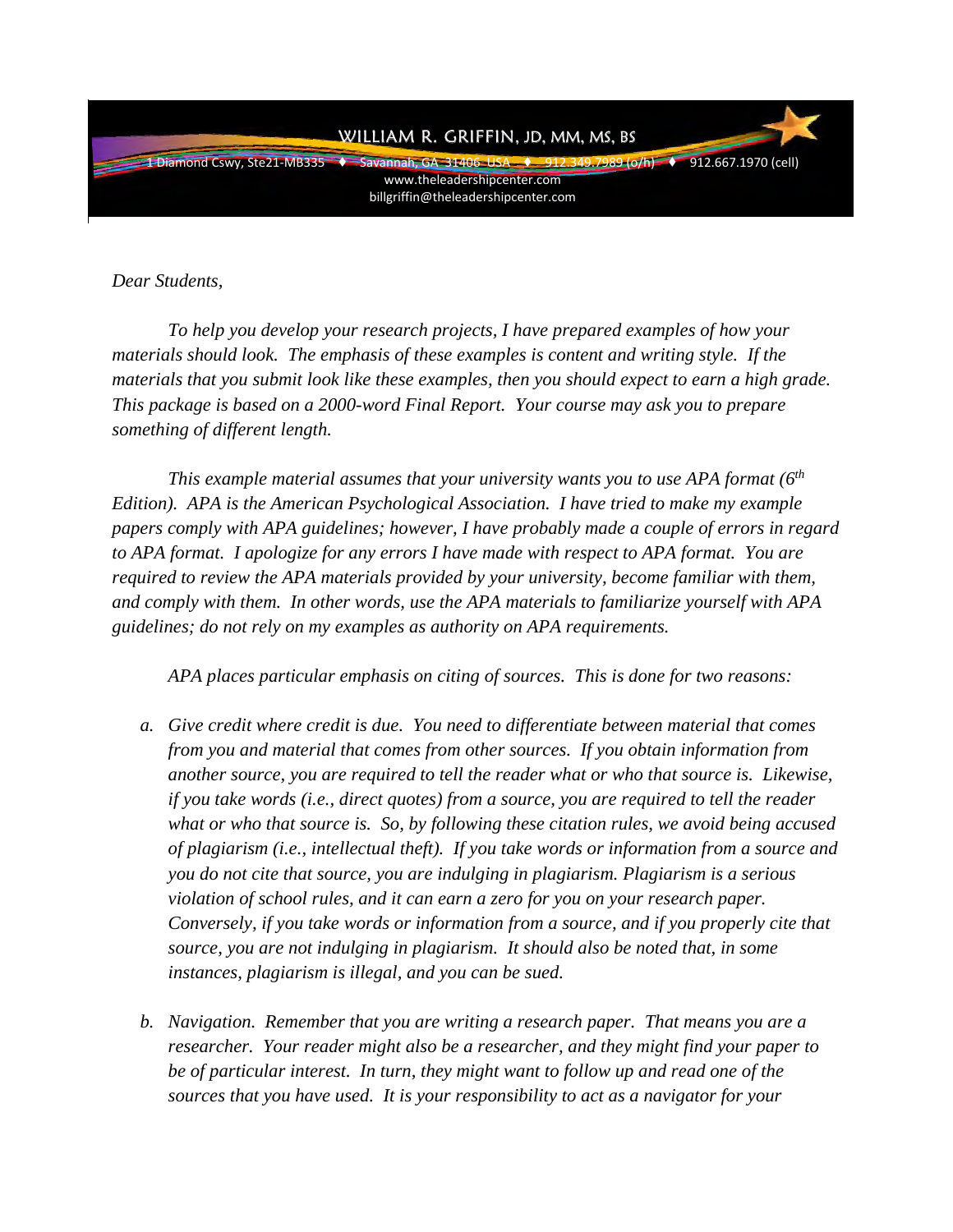**WILLIAM R. GRIFFIN, JD, MM, MS, BS**

1 Diamond Cswy, Ste21-MB335 ♦ Savannah, GA 31406 USA ♦ 912.349.7989 (o/h) ♦ 912.667.1970 (cell)
www.theleadershipcenter.com
billgriffin@theleadershipcenter.com

*Dear Students,*

*To help you develop your research projects, I have prepared examples of how your materials should look. The emphasis of these examples is content and writing style. If the materials that you submit look like these examples, then you should expect to earn a high grade. This package is based on a 2000-word Final Report. Your course may ask you to prepare something of different length.*

*This example material assumes that your university wants you to use APA format (6th Edition). APA is the American Psychological Association. I have tried to make my example papers comply with APA guidelines; however, I have probably made a couple of errors in regard to APA format. I apologize for any errors I have made with respect to APA format. You are required to review the APA materials provided by your university, become familiar with them, and comply with them. In other words, use the APA materials to familiarize yourself with APA guidelines; do not rely on my examples as authority on APA requirements.*

*APA places particular emphasis on citing of sources. This is done for two reasons:*

a. *Give credit where credit is due. You need to differentiate between material that comes from you and material that comes from other sources. If you obtain information from another source, you are required to tell the reader what or who that source is. Likewise, if you take words (i.e., direct quotes) from a source, you are required to tell the reader what or who that source is. So, by following these citation rules, we avoid being accused of plagiarism (i.e., intellectual theft). If you take words or information from a source and you do not cite that source, you are indulging in plagiarism. Plagiarism is a serious violation of school rules, and it can earn a zero for you on your research paper. Conversely, if you take words or information from a source, and if you properly cite that source, you are not indulging in plagiarism. It should also be noted that, in some instances, plagiarism is illegal, and you can be sued.*

b. *Navigation. Remember that you are writing a research paper. That means you are a researcher. Your reader might also be a researcher, and they might find your paper to be of particular interest. In turn, they might want to follow up and read one of the sources that you have used. It is your responsibility to act as a navigator for your*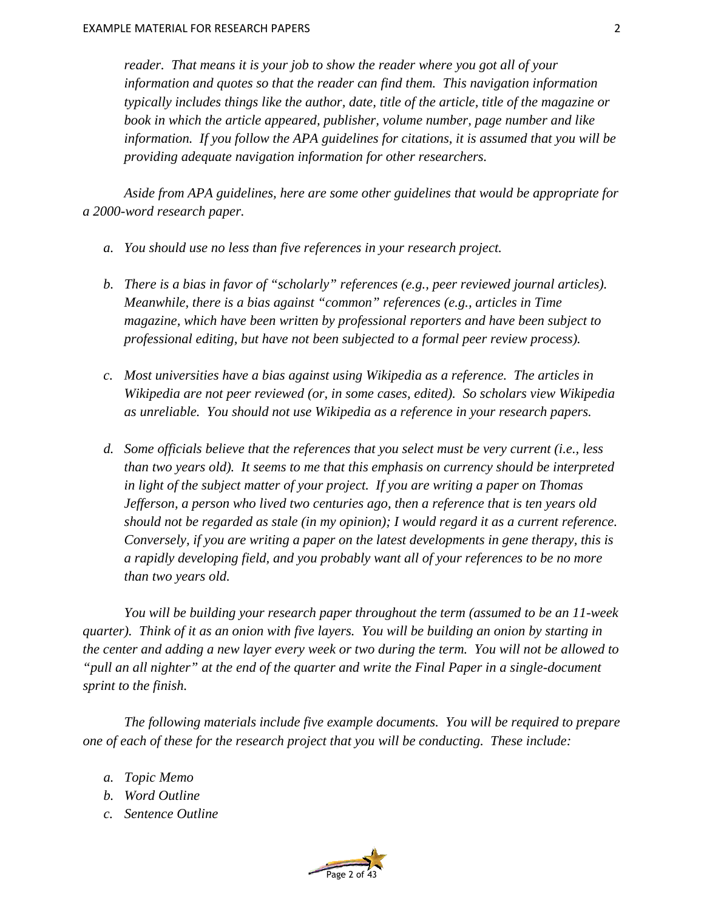*reader. That means it is your job to show the reader where you got all of your information and quotes so that the reader can find them. This navigation information typically includes things like the author, date, title of the article, title of the magazine or book in which the article appeared, publisher, volume number, page number and like information. If you follow the APA guidelines for citations, it is assumed that you will be providing adequate navigation information for other researchers.*

*Aside from APA guidelines, here are some other guidelines that would be appropriate for a 2000-word research paper.*

a. *You should use no less than five references in your research project.*

b. *There is a bias in favor of "scholarly" references (e.g., peer reviewed journal articles). Meanwhile, there is a bias against "common" references (e.g., articles in Time magazine, which have been written by professional reporters and have been subject to professional editing, but have not been subjected to a formal peer review process).*

c. *Most universities have a bias against using Wikipedia as a reference. The articles in Wikipedia are not peer reviewed (or, in some cases, edited). So scholars view Wikipedia as unreliable. You should not use Wikipedia as a reference in your research papers.*

d. *Some officials believe that the references that you select must be very current (i.e., less than two years old). It seems to me that this emphasis on currency should be interpreted in light of the subject matter of your project. If you are writing a paper on Thomas Jefferson, a person who lived two centuries ago, then a reference that is ten years old should not be regarded as stale (in my opinion); I would regard it as a current reference. Conversely, if you are writing a paper on the latest developments in gene therapy, this is a rapidly developing field, and you probably want all of your references to be no more than two years old.*

*You will be building your research paper throughout the term (assumed to be an 11-week quarter). Think of it as an onion with five layers. You will be building an onion by starting in the center and adding a new layer every week or two during the term. You will not be allowed to "pull an all nighter" at the end of the quarter and write the Final Paper in a single-document sprint to the finish.*

*The following materials include five example documents. You will be required to prepare one of each of these for the research project that you will be conducting. These include:*

a. *Topic Memo*
b. *Word Outline*
c. *Sentence Outline*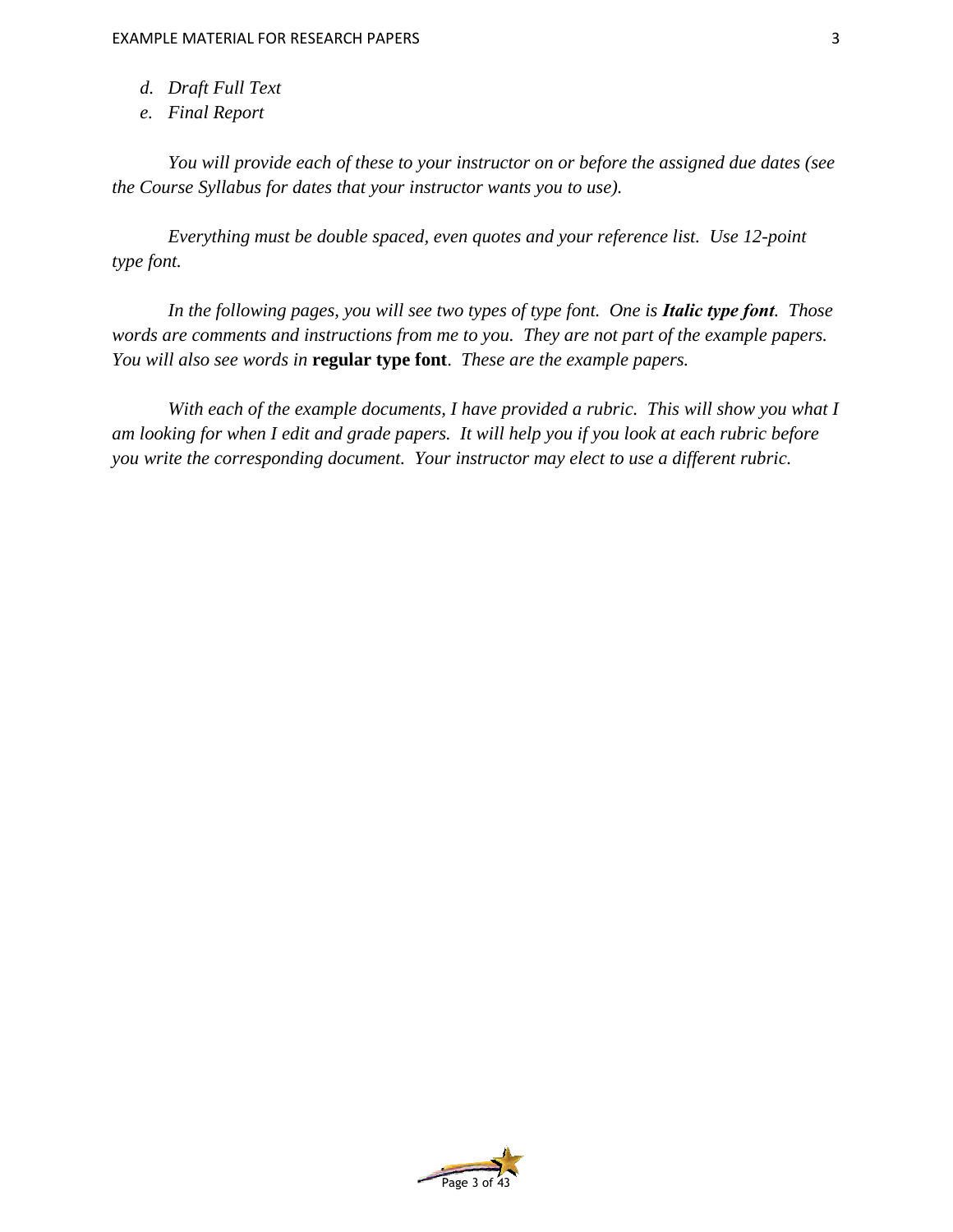d. *Draft Full Text*
e. *Final Report*

*You will provide each of these to your instructor on or before the assigned due dates (see the Course Syllabus for dates that your instructor wants you to use).*

*Everything must be double spaced, even quotes and your reference list. Use 12-point type font.*

*In the following pages, you will see two types of type font. One is* ***Italic type font****. Those words are comments and instructions from me to you. They are not part of the example papers. You will also see words in* **regular type font**. *These are the example papers.*

*With each of the example documents, I have provided a rubric. This will show you what I am looking for when I edit and grade papers. It will help you if you look at each rubric before you write the corresponding document. Your instructor may elect to use a different rubric.*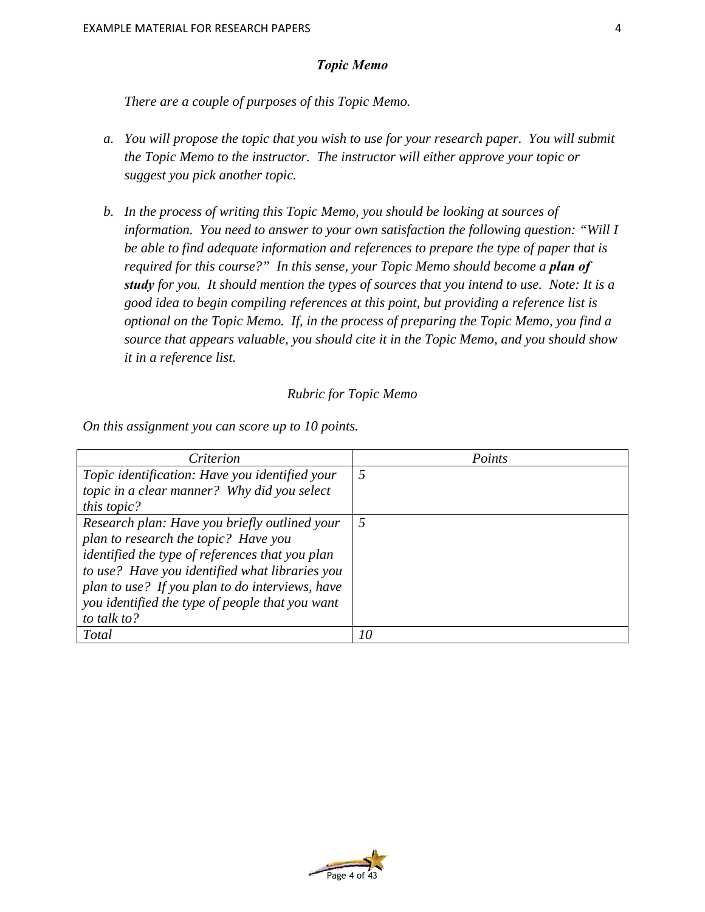### *Topic Memo*

*There are a couple of purposes of this Topic Memo.*

a. *You will propose the topic that you wish to use for your research paper. You will submit the Topic Memo to the instructor. The instructor will either approve your topic or suggest you pick another topic.*

b. *In the process of writing this Topic Memo, you should be looking at sources of information. You need to answer to your own satisfaction the following question: "Will I be able to find adequate information and references to prepare the type of paper that is required for this course?" In this sense, your Topic Memo should become a **plan of study** for you. It should mention the types of sources that you intend to use. Note: It is a good idea to begin compiling references at this point, but providing a reference list is optional on the Topic Memo. If, in the process of preparing the Topic Memo, you find a source that appears valuable, you should cite it in the Topic Memo, and you should show it in a reference list.*

*Rubric for Topic Memo*

*On this assignment you can score up to 10 points.*

| *Criterion* | *Points* |
|---|---|
| *Topic identification: Have you identified your topic in a clear manner? Why did you select this topic?* | *5* |
| *Research plan: Have you briefly outlined your plan to research the topic? Have you identified the type of references that you plan to use? Have you identified what libraries you plan to use? If you plan to do interviews, have you identified the type of people that you want to talk to?* | *5* |
| *Total* | *10* |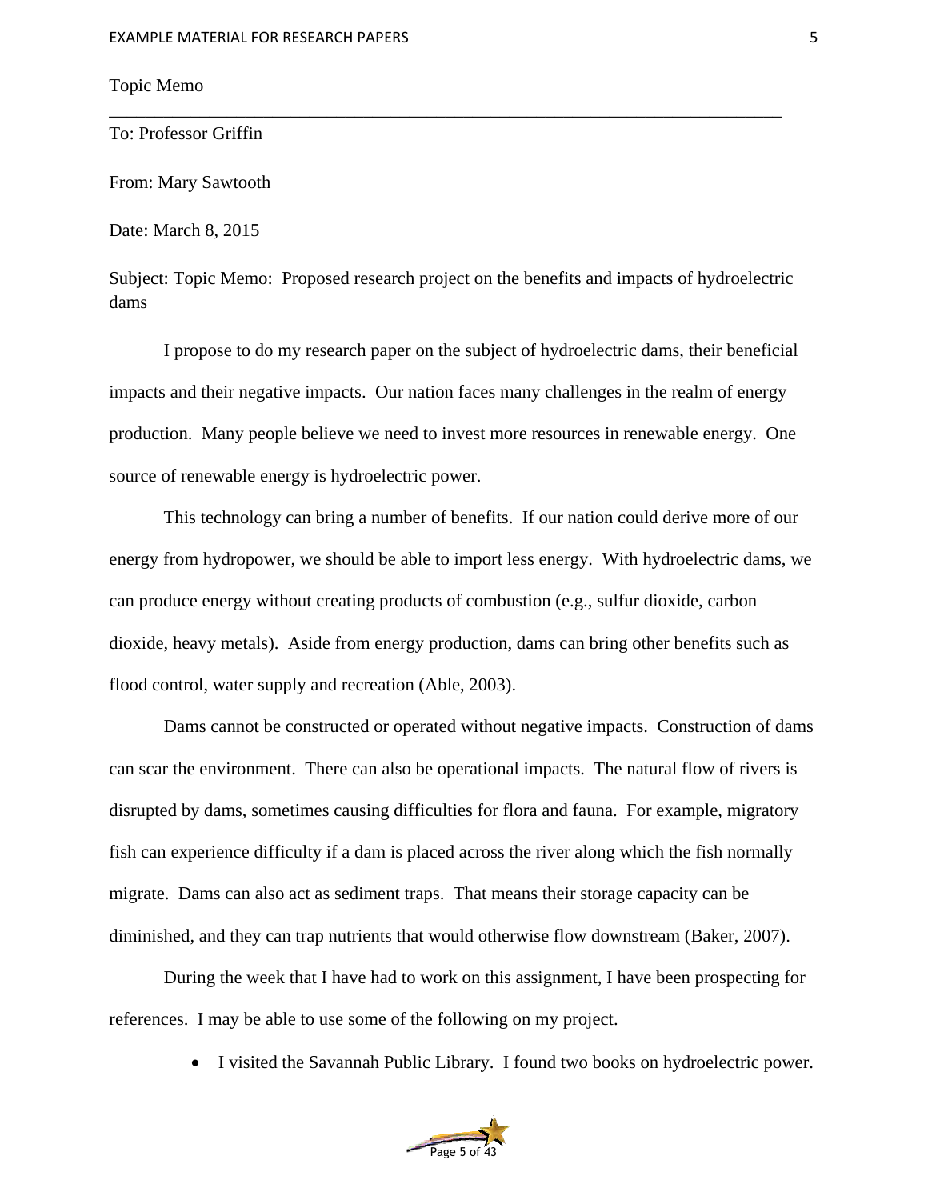Topic Memo

---

To: Professor Griffin

From: Mary Sawtooth

Date: March 8, 2015

Subject: Topic Memo: Proposed research project on the benefits and impacts of hydroelectric dams

I propose to do my research paper on the subject of hydroelectric dams, their beneficial impacts and their negative impacts. Our nation faces many challenges in the realm of energy production. Many people believe we need to invest more resources in renewable energy. One source of renewable energy is hydroelectric power.

This technology can bring a number of benefits. If our nation could derive more of our energy from hydropower, we should be able to import less energy. With hydroelectric dams, we can produce energy without creating products of combustion (e.g., sulfur dioxide, carbon dioxide, heavy metals). Aside from energy production, dams can bring other benefits such as flood control, water supply and recreation (Able, 2003).

Dams cannot be constructed or operated without negative impacts. Construction of dams can scar the environment. There can also be operational impacts. The natural flow of rivers is disrupted by dams, sometimes causing difficulties for flora and fauna. For example, migratory fish can experience difficulty if a dam is placed across the river along which the fish normally migrate. Dams can also act as sediment traps. That means their storage capacity can be diminished, and they can trap nutrients that would otherwise flow downstream (Baker, 2007).

During the week that I have had to work on this assignment, I have been prospecting for references. I may be able to use some of the following on my project.

- I visited the Savannah Public Library. I found two books on hydroelectric power.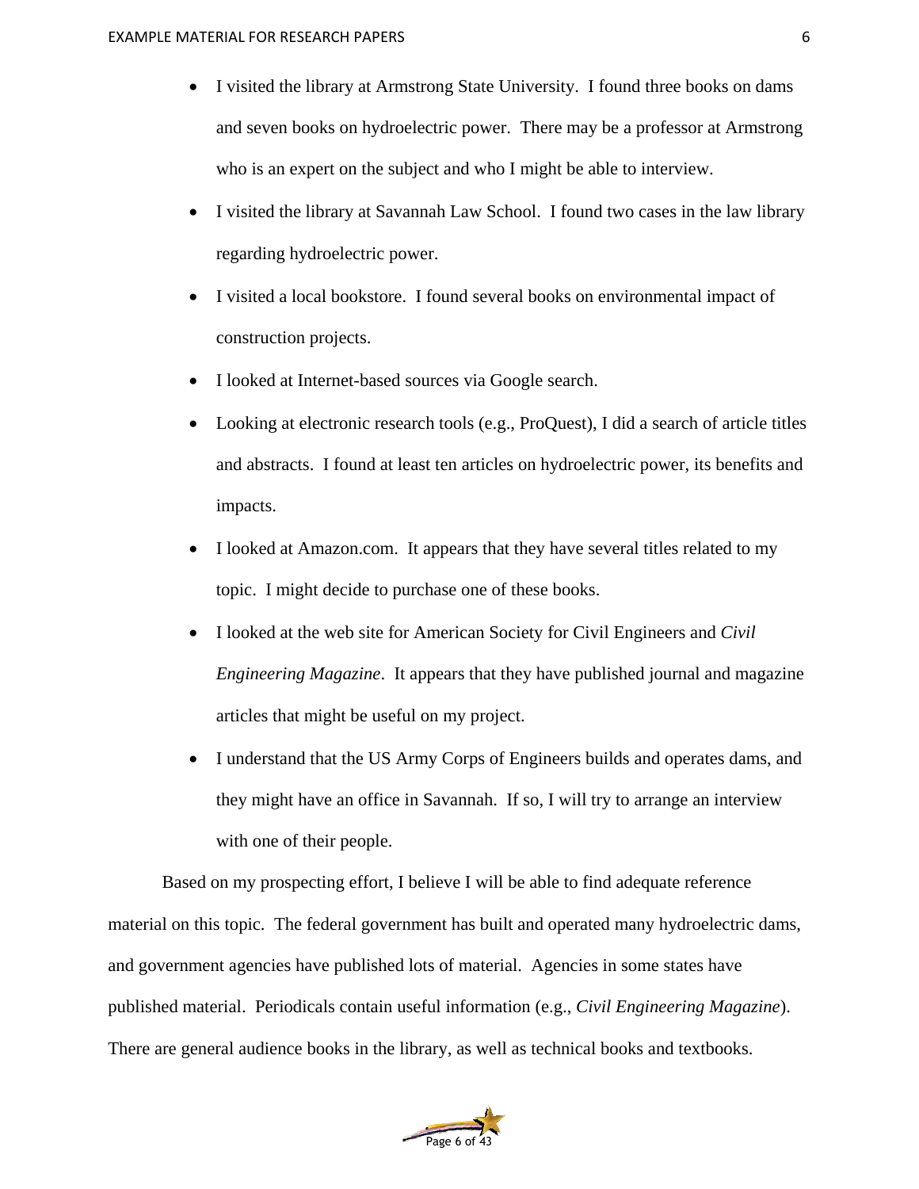- I visited the library at Armstrong State University. I found three books on dams and seven books on hydroelectric power. There may be a professor at Armstrong who is an expert on the subject and who I might be able to interview.
- I visited the library at Savannah Law School. I found two cases in the law library regarding hydroelectric power.
- I visited a local bookstore. I found several books on environmental impact of construction projects.
- I looked at Internet-based sources via Google search.
- Looking at electronic research tools (e.g., ProQuest), I did a search of article titles and abstracts. I found at least ten articles on hydroelectric power, its benefits and impacts.
- I looked at Amazon.com. It appears that they have several titles related to my topic. I might decide to purchase one of these books.
- I looked at the web site for American Society for Civil Engineers and *Civil Engineering Magazine*. It appears that they have published journal and magazine articles that might be useful on my project.
- I understand that the US Army Corps of Engineers builds and operates dams, and they might have an office in Savannah. If so, I will try to arrange an interview with one of their people.

Based on my prospecting effort, I believe I will be able to find adequate reference material on this topic. The federal government has built and operated many hydroelectric dams, and government agencies have published lots of material. Agencies in some states have published material. Periodicals contain useful information (e.g., *Civil Engineering Magazine*). There are general audience books in the library, as well as technical books and textbooks.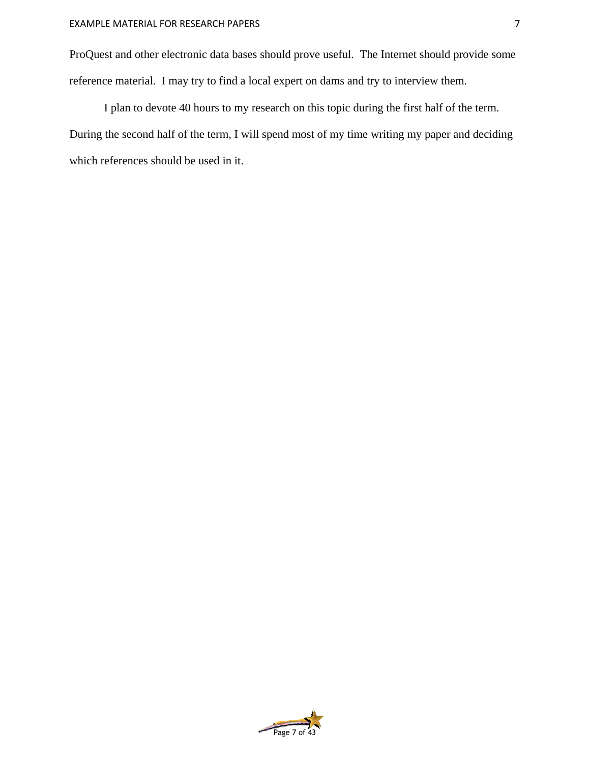ProQuest and other electronic data bases should prove useful.  The Internet should provide some reference material.  I may try to find a local expert on dams and try to interview them.

I plan to devote 40 hours to my research on this topic during the first half of the term. During the second half of the term, I will spend most of my time writing my paper and deciding which references should be used in it.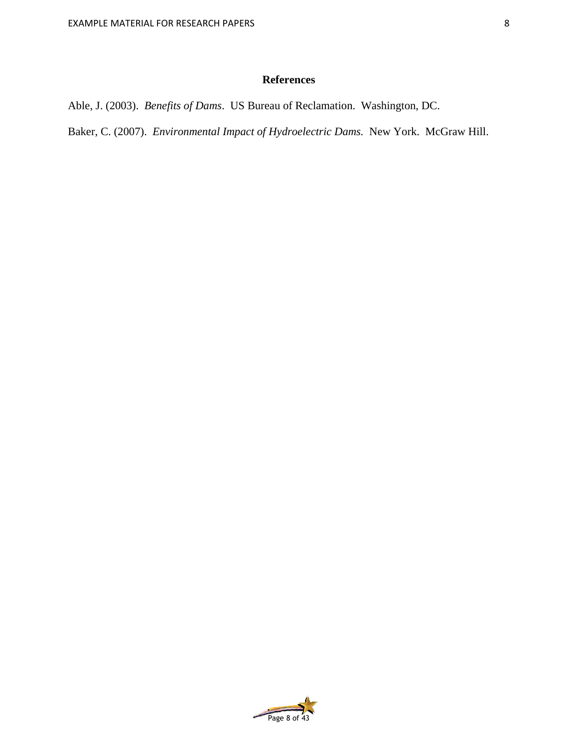# References

Able, J. (2003). *Benefits of Dams*. US Bureau of Reclamation. Washington, DC.

Baker, C. (2007). *Environmental Impact of Hydroelectric Dams.* New York. McGraw Hill.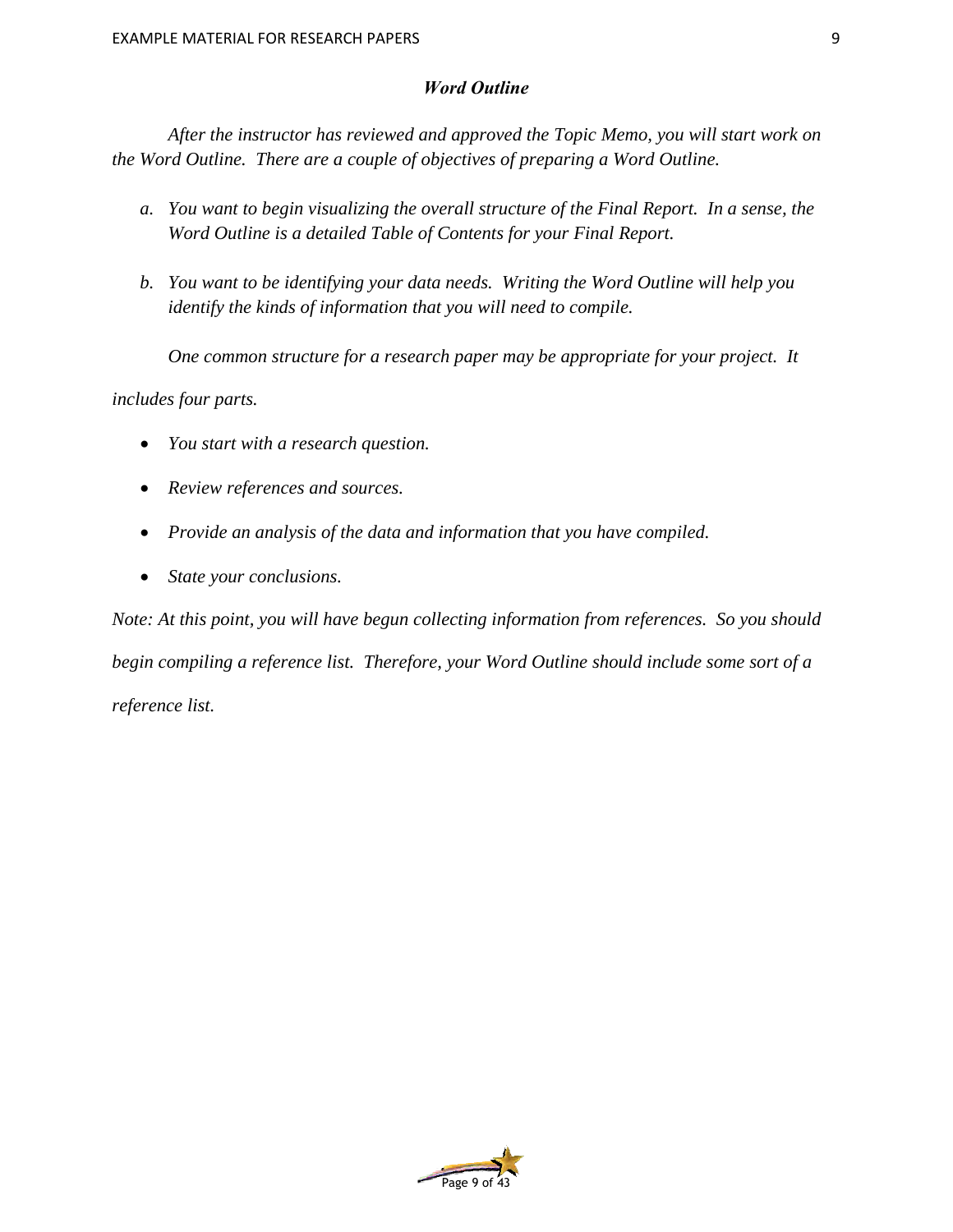## ***Word Outline***

*After the instructor has reviewed and approved the Topic Memo, you will start work on the Word Outline. There are a couple of objectives of preparing a Word Outline.*

*a. You want to begin visualizing the overall structure of the Final Report. In a sense, the Word Outline is a detailed Table of Contents for your Final Report.*

*b. You want to be identifying your data needs. Writing the Word Outline will help you identify the kinds of information that you will need to compile.*

*One common structure for a research paper may be appropriate for your project. It includes four parts.*

- *You start with a research question.*
- *Review references and sources.*
- *Provide an analysis of the data and information that you have compiled.*
- *State your conclusions.*

*Note: At this point, you will have begun collecting information from references. So you should begin compiling a reference list. Therefore, your Word Outline should include some sort of a reference list.*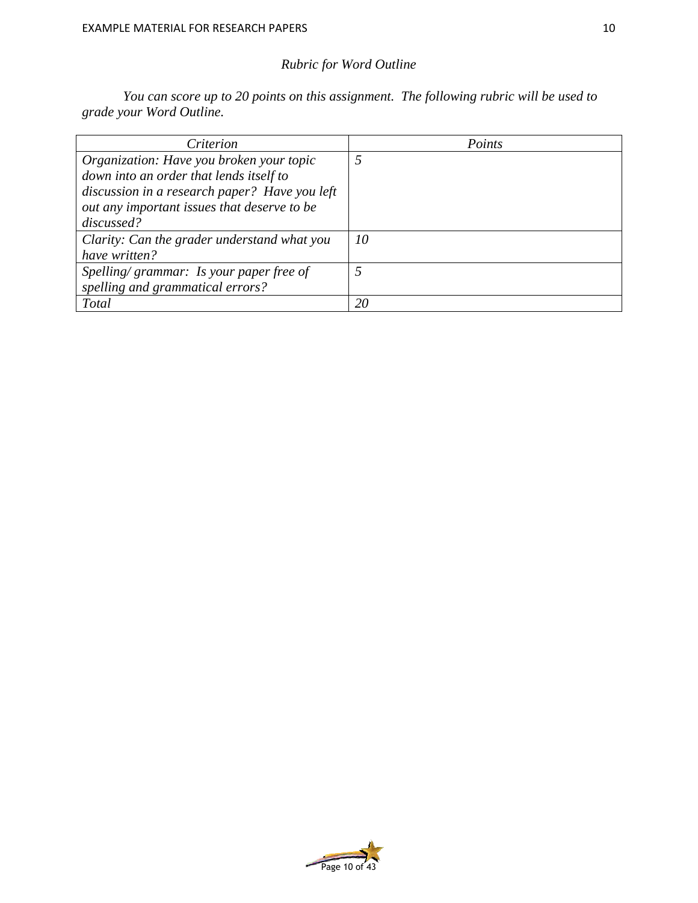*Rubric for Word Outline*

*You can score up to 20 points on this assignment. The following rubric will be used to grade your Word Outline.*

| *Criterion* | *Points* |
| --- | --- |
| *Organization: Have you broken your topic down into an order that lends itself to discussion in a research paper? Have you left out any important issues that deserve to be discussed?* | *5* |
| *Clarity: Can the grader understand what you have written?* | *10* |
| *Spelling/ grammar: Is your paper free of spelling and grammatical errors?* | *5* |
| *Total* | *20* |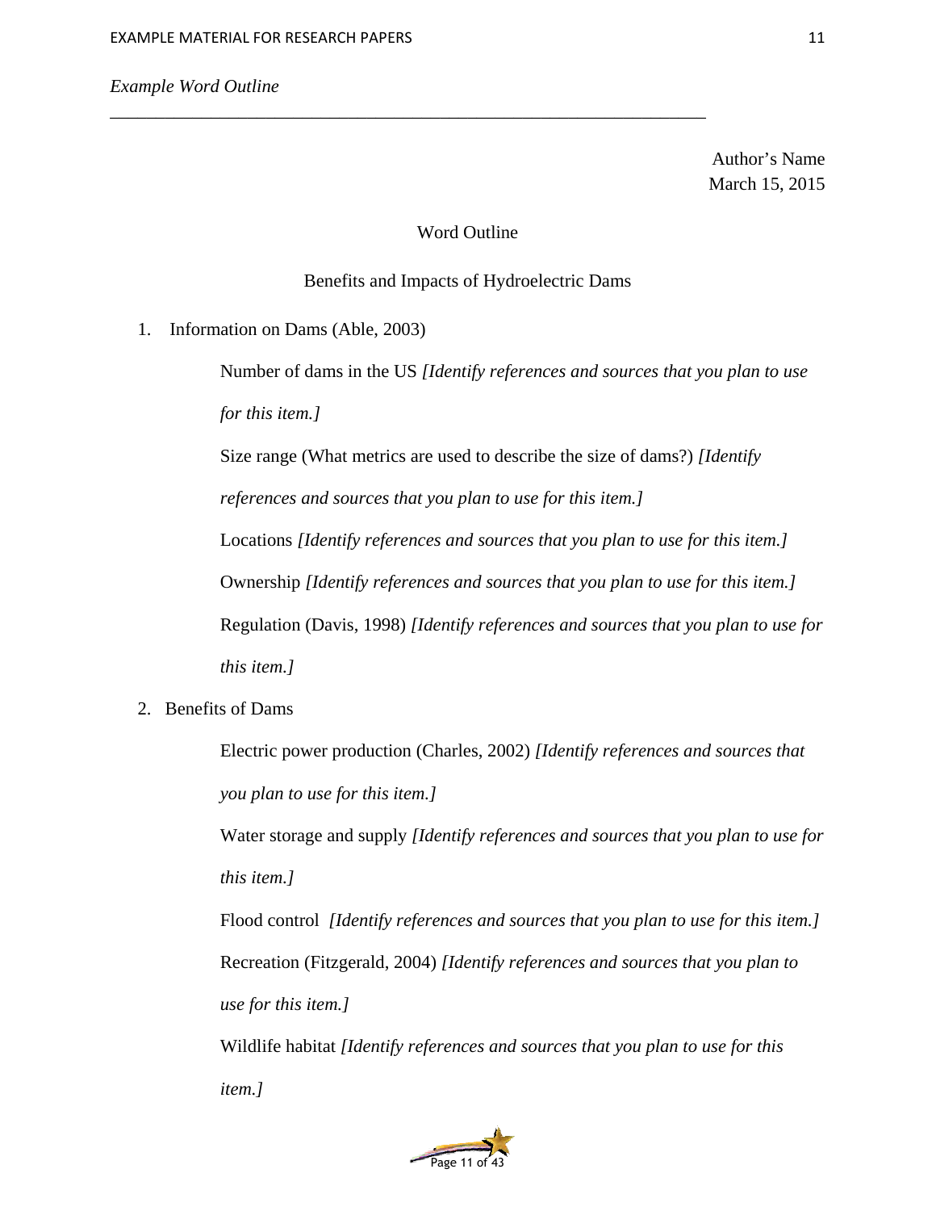*Example Word Outline*

---

Author's Name
March 15, 2015

Word Outline

Benefits and Impacts of Hydroelectric Dams

1. Information on Dams (Able, 2003)

    Number of dams in the US *[Identify references and sources that you plan to use for this item.]*

    Size range (What metrics are used to describe the size of dams?) *[Identify references and sources that you plan to use for this item.]*

    Locations *[Identify references and sources that you plan to use for this item.]*

    Ownership *[Identify references and sources that you plan to use for this item.]*

    Regulation (Davis, 1998) *[Identify references and sources that you plan to use for this item.]*

2. Benefits of Dams

    Electric power production (Charles, 2002) *[Identify references and sources that you plan to use for this item.]*

    Water storage and supply *[Identify references and sources that you plan to use for this item.]*

    Flood control *[Identify references and sources that you plan to use for this item.]*

    Recreation (Fitzgerald, 2004) *[Identify references and sources that you plan to use for this item.]*

    Wildlife habitat *[Identify references and sources that you plan to use for this item.]*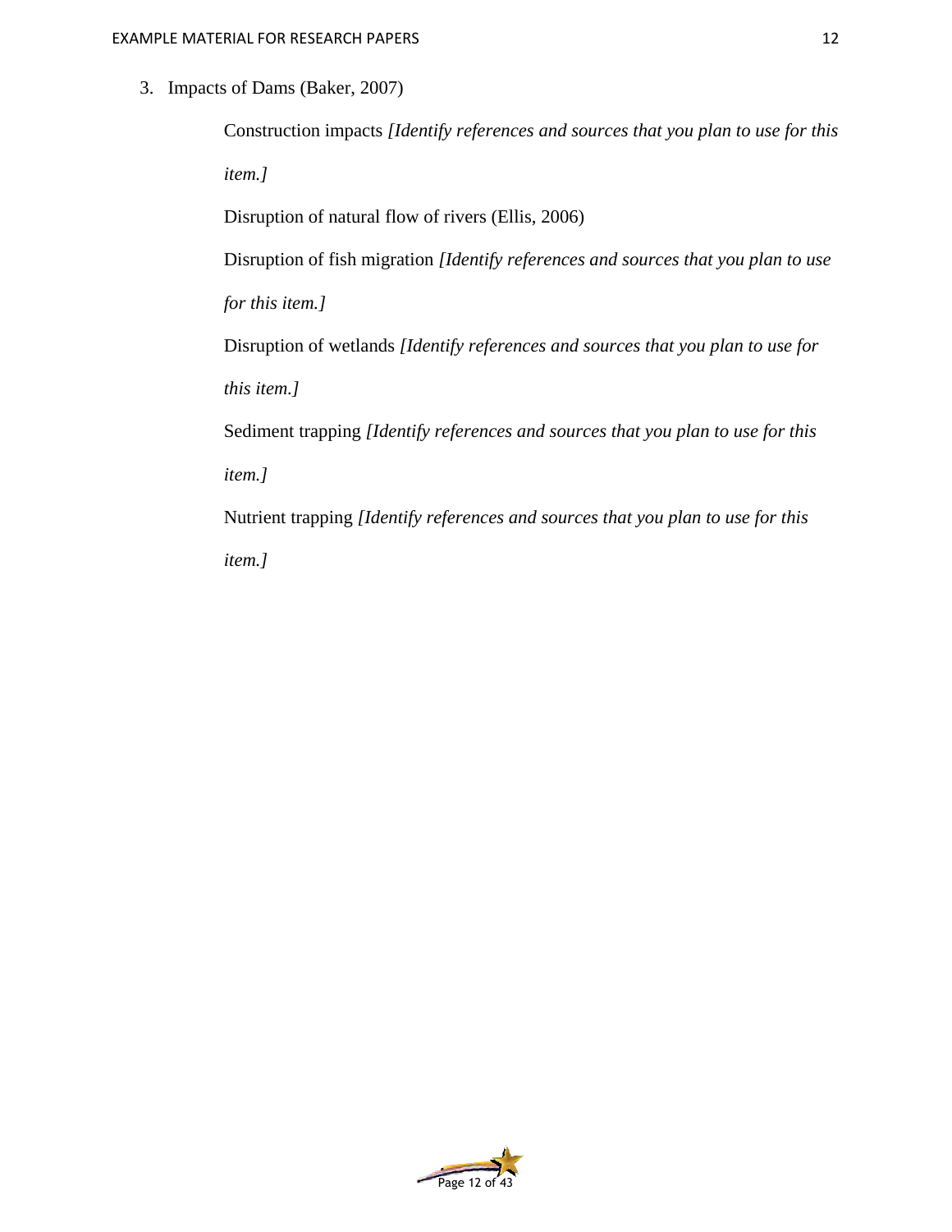3. Impacts of Dams (Baker, 2007)

    Construction impacts *[Identify references and sources that you plan to use for this item.]*

    Disruption of natural flow of rivers (Ellis, 2006)

    Disruption of fish migration *[Identify references and sources that you plan to use for this item.]*

    Disruption of wetlands *[Identify references and sources that you plan to use for this item.]*

    Sediment trapping *[Identify references and sources that you plan to use for this item.]*

    Nutrient trapping *[Identify references and sources that you plan to use for this item.]*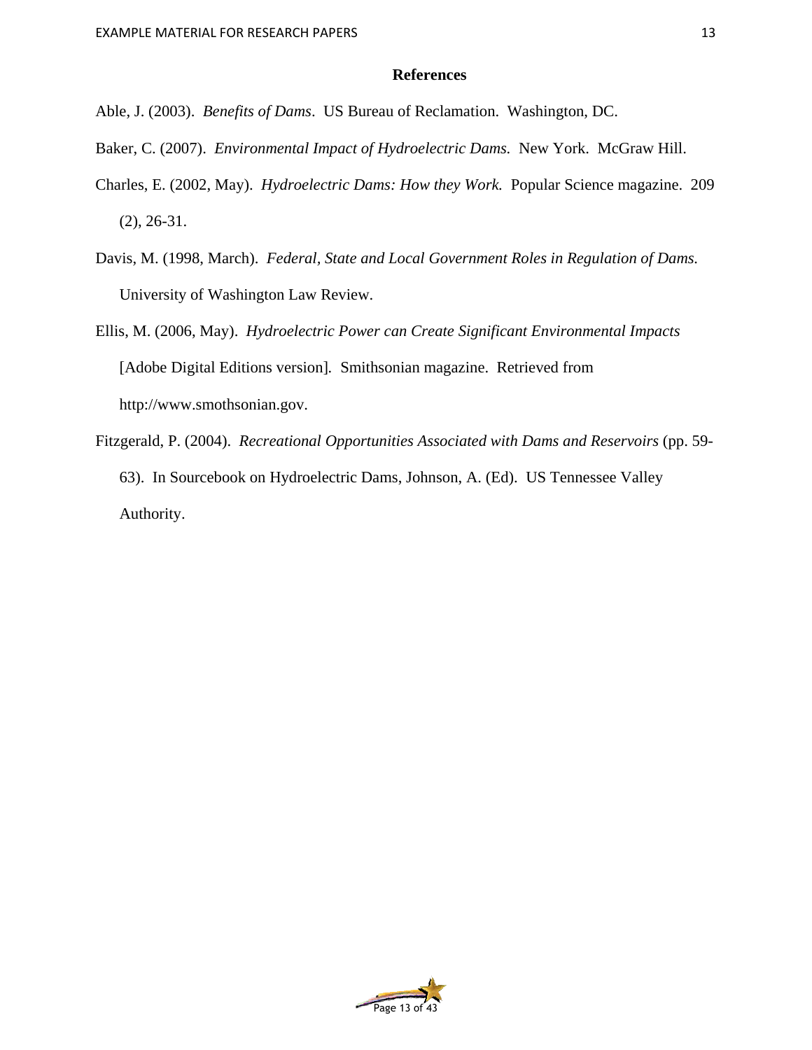## References

Able, J. (2003). *Benefits of Dams*. US Bureau of Reclamation. Washington, DC.

Baker, C. (2007). *Environmental Impact of Hydroelectric Dams.* New York. McGraw Hill.

Charles, E. (2002, May). *Hydroelectric Dams: How they Work.* Popular Science magazine. 209 (2), 26-31.

Davis, M. (1998, March). *Federal, State and Local Government Roles in Regulation of Dams.* University of Washington Law Review.

Ellis, M. (2006, May). *Hydroelectric Power can Create Significant Environmental Impacts* [Adobe Digital Editions version]. Smithsonian magazine. Retrieved from http://www.smothsonian.gov.

Fitzgerald, P. (2004). *Recreational Opportunities Associated with Dams and Reservoirs* (pp. 59-63). In Sourcebook on Hydroelectric Dams, Johnson, A. (Ed). US Tennessee Valley Authority.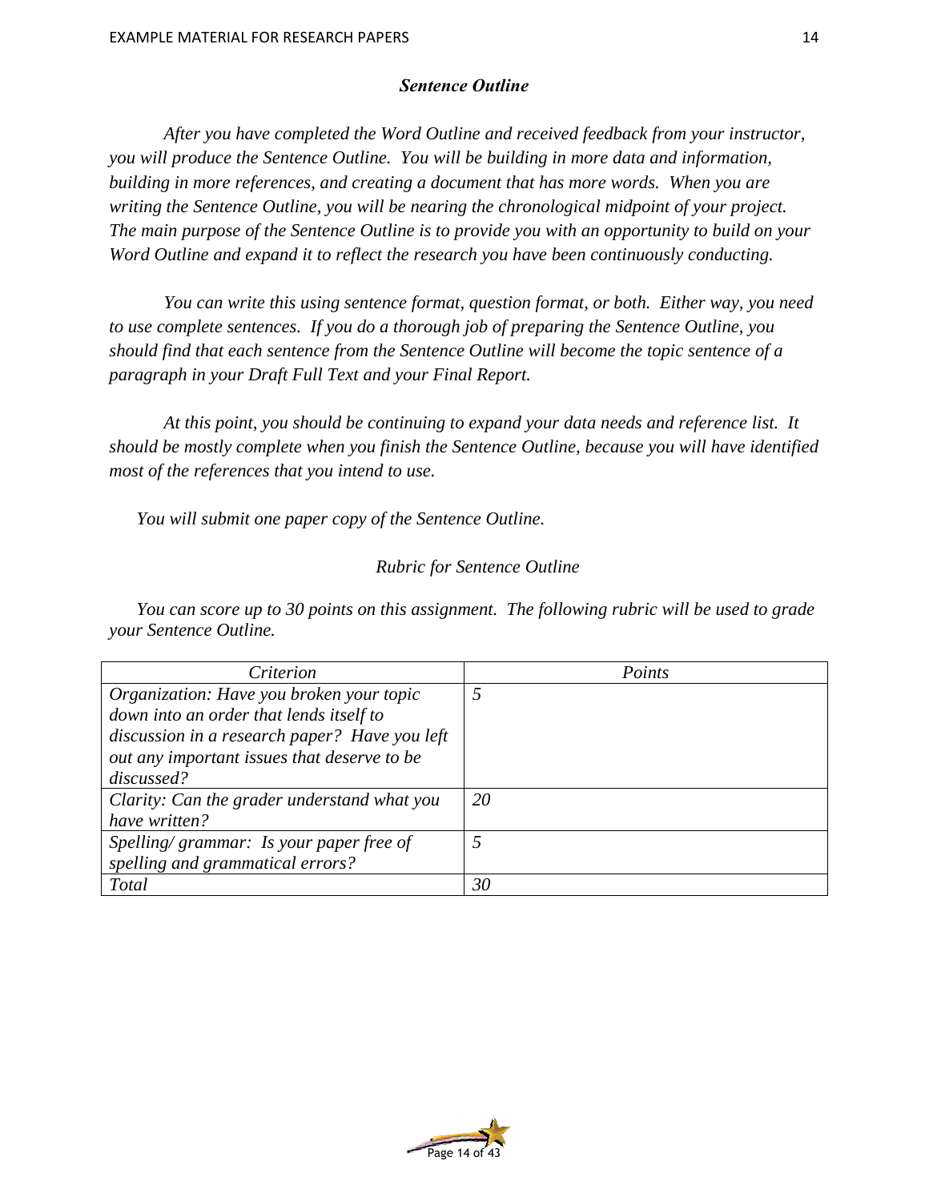### *Sentence Outline*

*After you have completed the Word Outline and received feedback from your instructor, you will produce the Sentence Outline. You will be building in more data and information, building in more references, and creating a document that has more words. When you are writing the Sentence Outline, you will be nearing the chronological midpoint of your project. The main purpose of the Sentence Outline is to provide you with an opportunity to build on your Word Outline and expand it to reflect the research you have been continuously conducting.*

*You can write this using sentence format, question format, or both. Either way, you need to use complete sentences. If you do a thorough job of preparing the Sentence Outline, you should find that each sentence from the Sentence Outline will become the topic sentence of a paragraph in your Draft Full Text and your Final Report.*

*At this point, you should be continuing to expand your data needs and reference list. It should be mostly complete when you finish the Sentence Outline, because you will have identified most of the references that you intend to use.*

*You will submit one paper copy of the Sentence Outline.*

*Rubric for Sentence Outline*

*You can score up to 30 points on this assignment. The following rubric will be used to grade your Sentence Outline.*

| *Criterion* | *Points* |
|---|---|
| *Organization: Have you broken your topic down into an order that lends itself to discussion in a research paper? Have you left out any important issues that deserve to be discussed?* | *5* |
| *Clarity: Can the grader understand what you have written?* | *20* |
| *Spelling/ grammar: Is your paper free of spelling and grammatical errors?* | *5* |
| *Total* | *30* |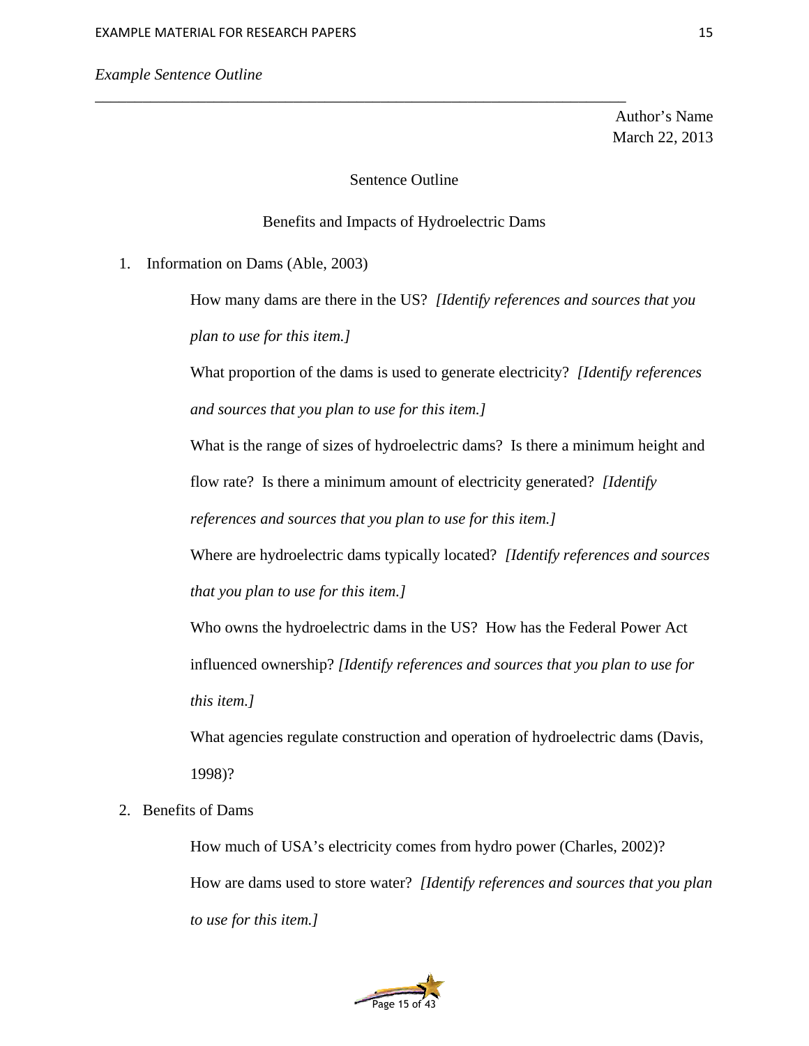*Example Sentence Outline*

---

Author's Name
March 22, 2013

Sentence Outline

Benefits and Impacts of Hydroelectric Dams

1. Information on Dams (Able, 2003)

   How many dams are there in the US? *[Identify references and sources that you plan to use for this item.]*

   What proportion of the dams is used to generate electricity? *[Identify references and sources that you plan to use for this item.]*

   What is the range of sizes of hydroelectric dams? Is there a minimum height and flow rate? Is there a minimum amount of electricity generated? *[Identify references and sources that you plan to use for this item.]*

   Where are hydroelectric dams typically located? *[Identify references and sources that you plan to use for this item.]*

   Who owns the hydroelectric dams in the US? How has the Federal Power Act influenced ownership? *[Identify references and sources that you plan to use for this item.]*

   What agencies regulate construction and operation of hydroelectric dams (Davis, 1998)?

2. Benefits of Dams

   How much of USA's electricity comes from hydro power (Charles, 2002)?

   How are dams used to store water? *[Identify references and sources that you plan to use for this item.]*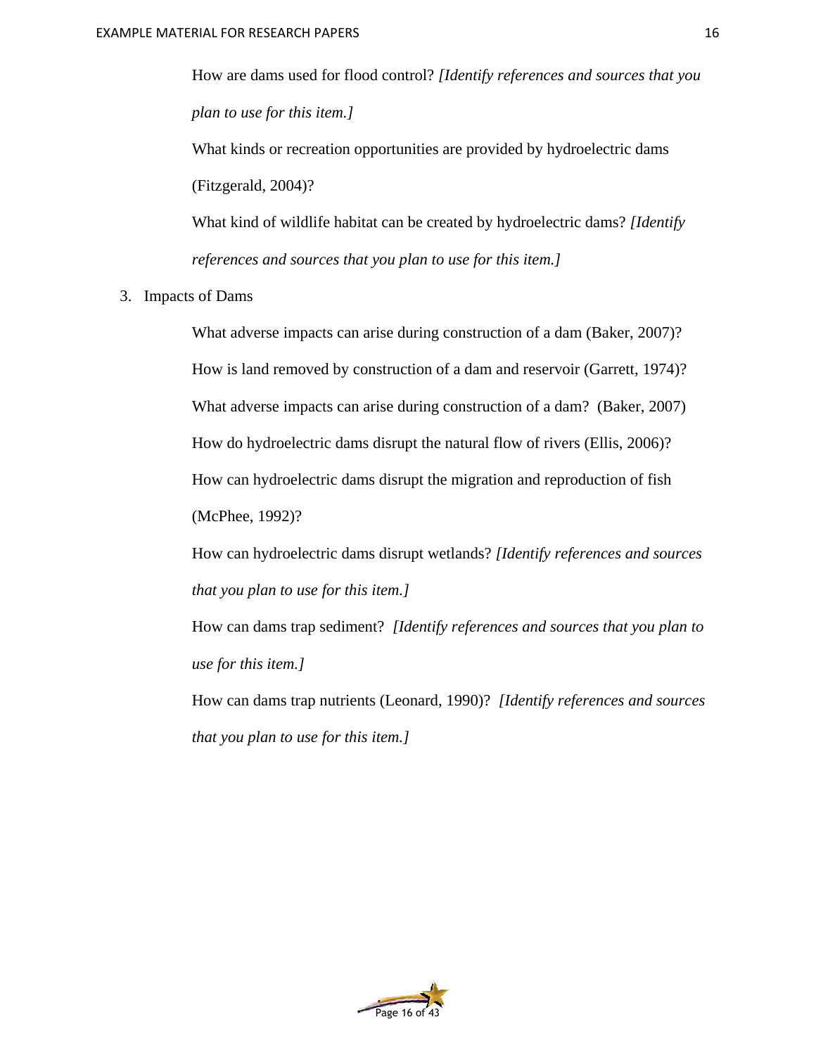How are dams used for flood control? *[Identify references and sources that you plan to use for this item.]*

What kinds or recreation opportunities are provided by hydroelectric dams (Fitzgerald, 2004)?

What kind of wildlife habitat can be created by hydroelectric dams? *[Identify references and sources that you plan to use for this item.]*

3. Impacts of Dams

What adverse impacts can arise during construction of a dam (Baker, 2007)?

How is land removed by construction of a dam and reservoir (Garrett, 1974)?

What adverse impacts can arise during construction of a dam? (Baker, 2007)

How do hydroelectric dams disrupt the natural flow of rivers (Ellis, 2006)?

How can hydroelectric dams disrupt the migration and reproduction of fish (McPhee, 1992)?

How can hydroelectric dams disrupt wetlands? *[Identify references and sources that you plan to use for this item.]*

How can dams trap sediment? *[Identify references and sources that you plan to use for this item.]*

How can dams trap nutrients (Leonard, 1990)? *[Identify references and sources that you plan to use for this item.]*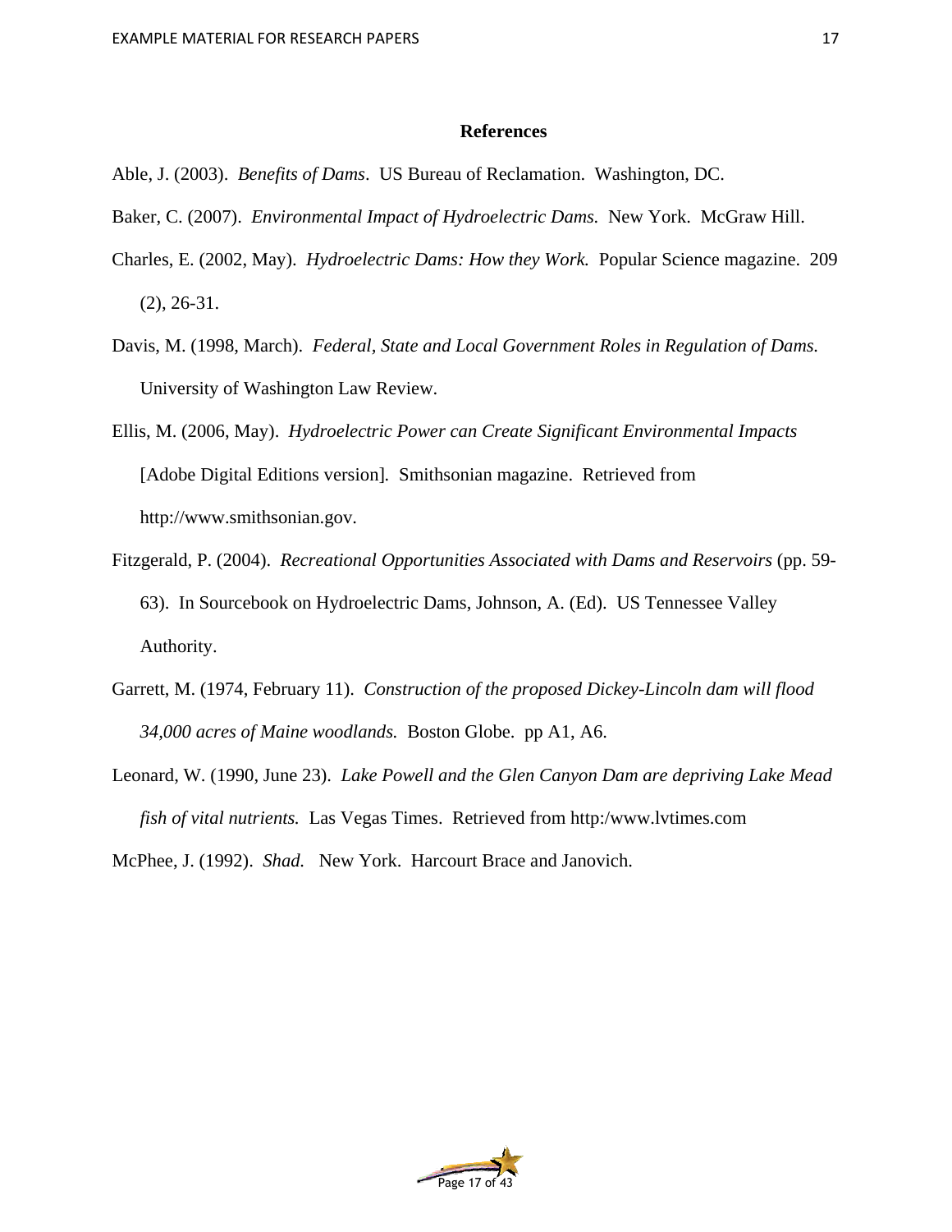# References

Able, J. (2003). *Benefits of Dams*. US Bureau of Reclamation. Washington, DC.

Baker, C. (2007). *Environmental Impact of Hydroelectric Dams.* New York. McGraw Hill.

Charles, E. (2002, May). *Hydroelectric Dams: How they Work.* Popular Science magazine. 209 (2), 26-31.

Davis, M. (1998, March). *Federal, State and Local Government Roles in Regulation of Dams.* University of Washington Law Review.

Ellis, M. (2006, May). *Hydroelectric Power can Create Significant Environmental Impacts* [Adobe Digital Editions version]. Smithsonian magazine. Retrieved from http://www.smithsonian.gov.

Fitzgerald, P. (2004). *Recreational Opportunities Associated with Dams and Reservoirs* (pp. 59-63). In Sourcebook on Hydroelectric Dams, Johnson, A. (Ed). US Tennessee Valley Authority.

Garrett, M. (1974, February 11). *Construction of the proposed Dickey-Lincoln dam will flood 34,000 acres of Maine woodlands.* Boston Globe. pp A1, A6.

Leonard, W. (1990, June 23). *Lake Powell and the Glen Canyon Dam are depriving Lake Mead fish of vital nutrients.* Las Vegas Times. Retrieved from http:/www.lvtimes.com

McPhee, J. (1992). *Shad.* New York. Harcourt Brace and Janovich.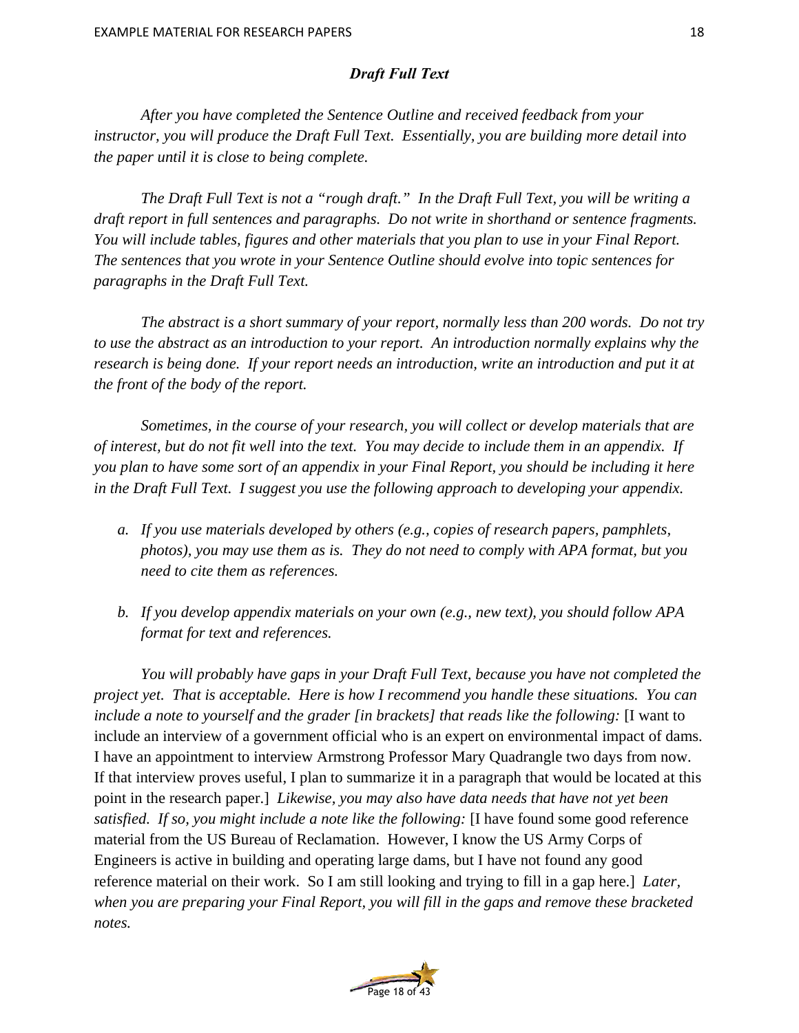### *Draft Full Text*

*After you have completed the Sentence Outline and received feedback from your instructor, you will produce the Draft Full Text. Essentially, you are building more detail into the paper until it is close to being complete.*

*The Draft Full Text is not a "rough draft." In the Draft Full Text, you will be writing a draft report in full sentences and paragraphs. Do not write in shorthand or sentence fragments. You will include tables, figures and other materials that you plan to use in your Final Report. The sentences that you wrote in your Sentence Outline should evolve into topic sentences for paragraphs in the Draft Full Text.*

*The abstract is a short summary of your report, normally less than 200 words. Do not try to use the abstract as an introduction to your report. An introduction normally explains why the research is being done. If your report needs an introduction, write an introduction and put it at the front of the body of the report.*

*Sometimes, in the course of your research, you will collect or develop materials that are of interest, but do not fit well into the text. You may decide to include them in an appendix. If you plan to have some sort of an appendix in your Final Report, you should be including it here in the Draft Full Text. I suggest you use the following approach to developing your appendix.*

a. *If you use materials developed by others (e.g., copies of research papers, pamphlets, photos), you may use them as is. They do not need to comply with APA format, but you need to cite them as references.*

b. *If you develop appendix materials on your own (e.g., new text), you should follow APA format for text and references.*

*You will probably have gaps in your Draft Full Text, because you have not completed the project yet. That is acceptable. Here is how I recommend you handle these situations. You can include a note to yourself and the grader [in brackets] that reads like the following:* [I want to include an interview of a government official who is an expert on environmental impact of dams. I have an appointment to interview Armstrong Professor Mary Quadrangle two days from now. If that interview proves useful, I plan to summarize it in a paragraph that would be located at this point in the research paper.] *Likewise, you may also have data needs that have not yet been satisfied. If so, you might include a note like the following:* [I have found some good reference material from the US Bureau of Reclamation. However, I know the US Army Corps of Engineers is active in building and operating large dams, but I have not found any good reference material on their work. So I am still looking and trying to fill in a gap here.] *Later, when you are preparing your Final Report, you will fill in the gaps and remove these bracketed notes.*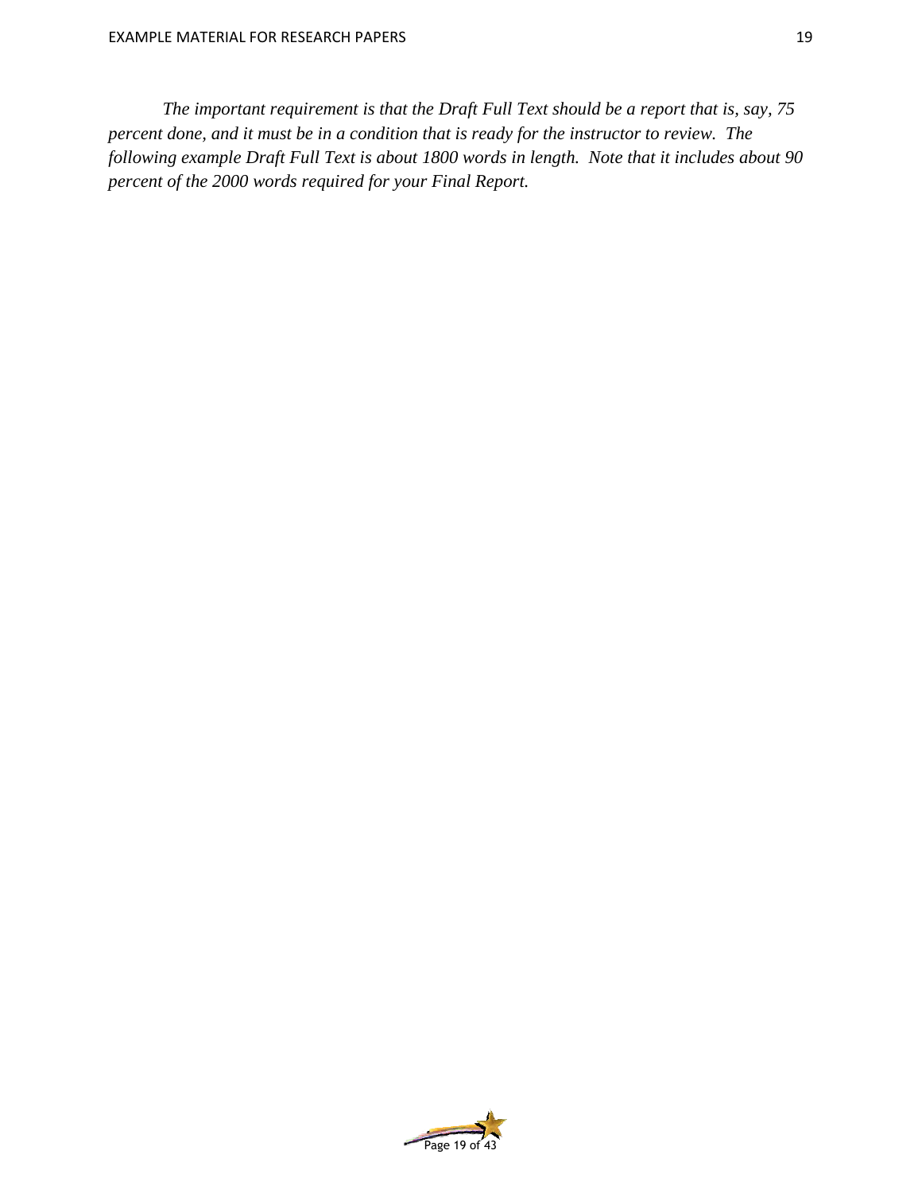*The important requirement is that the Draft Full Text should be a report that is, say, 75 percent done, and it must be in a condition that is ready for the instructor to review. The following example Draft Full Text is about 1800 words in length. Note that it includes about 90 percent of the 2000 words required for your Final Report.*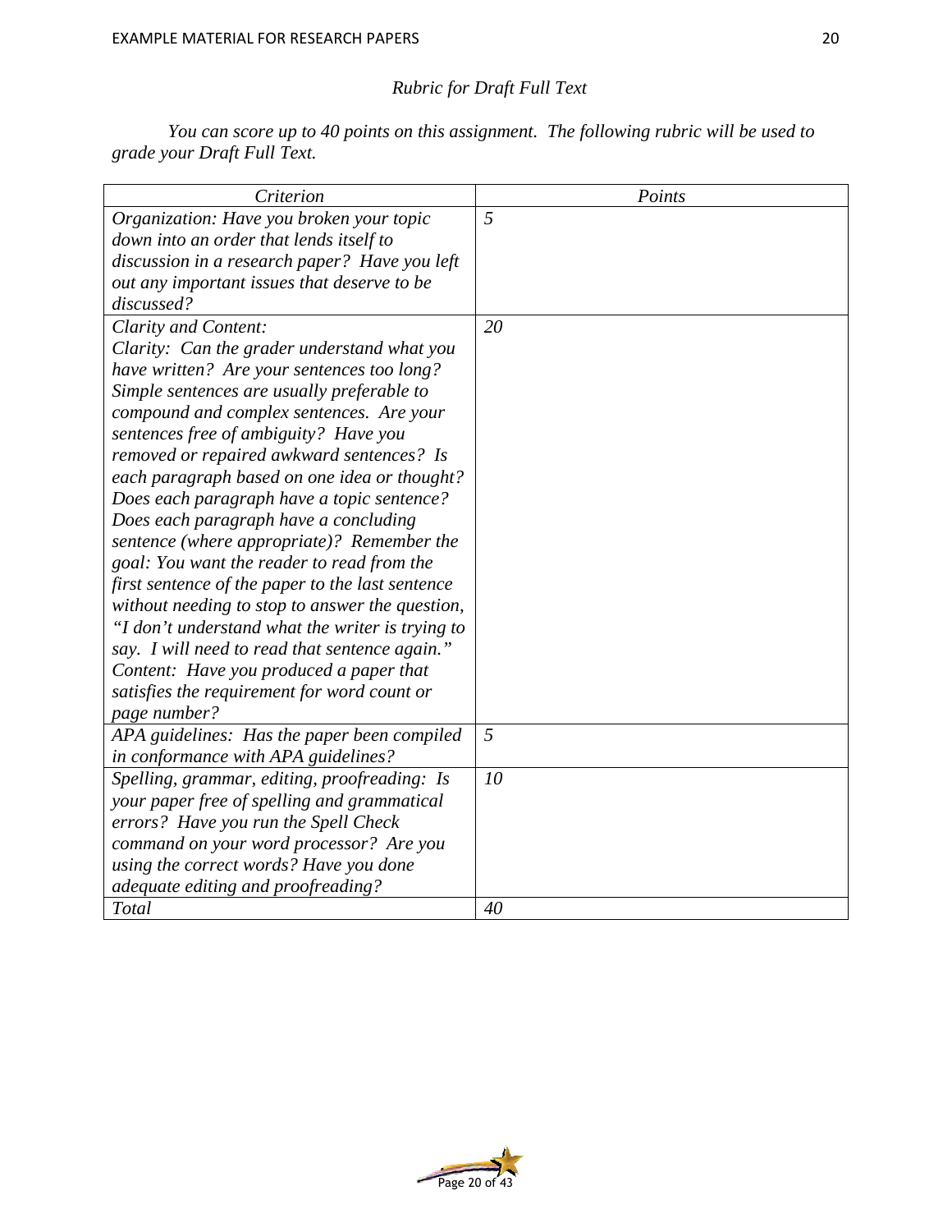*Rubric for Draft Full Text*

*You can score up to 40 points on this assignment. The following rubric will be used to grade your Draft Full Text.*

| *Criterion* | *Points* |
|---|---|
| *Organization: Have you broken your topic down into an order that lends itself to discussion in a research paper? Have you left out any important issues that deserve to be discussed?* | *5* |
| *Clarity and Content:* *Clarity: Can the grader understand what you have written? Are your sentences too long? Simple sentences are usually preferable to compound and complex sentences. Are your sentences free of ambiguity? Have you removed or repaired awkward sentences? Is each paragraph based on one idea or thought? Does each paragraph have a topic sentence? Does each paragraph have a concluding sentence (where appropriate)? Remember the goal: You want the reader to read from the first sentence of the paper to the last sentence without needing to stop to answer the question, "I don't understand what the writer is trying to say. I will need to read that sentence again."* *Content: Have you produced a paper that satisfies the requirement for word count or page number?* | *20* |
| *APA guidelines: Has the paper been compiled in conformance with APA guidelines?* | *5* |
| *Spelling, grammar, editing, proofreading: Is your paper free of spelling and grammatical errors? Have you run the Spell Check command on your word processor? Are you using the correct words? Have you done adequate editing and proofreading?* | *10* |
| *Total* | *40* |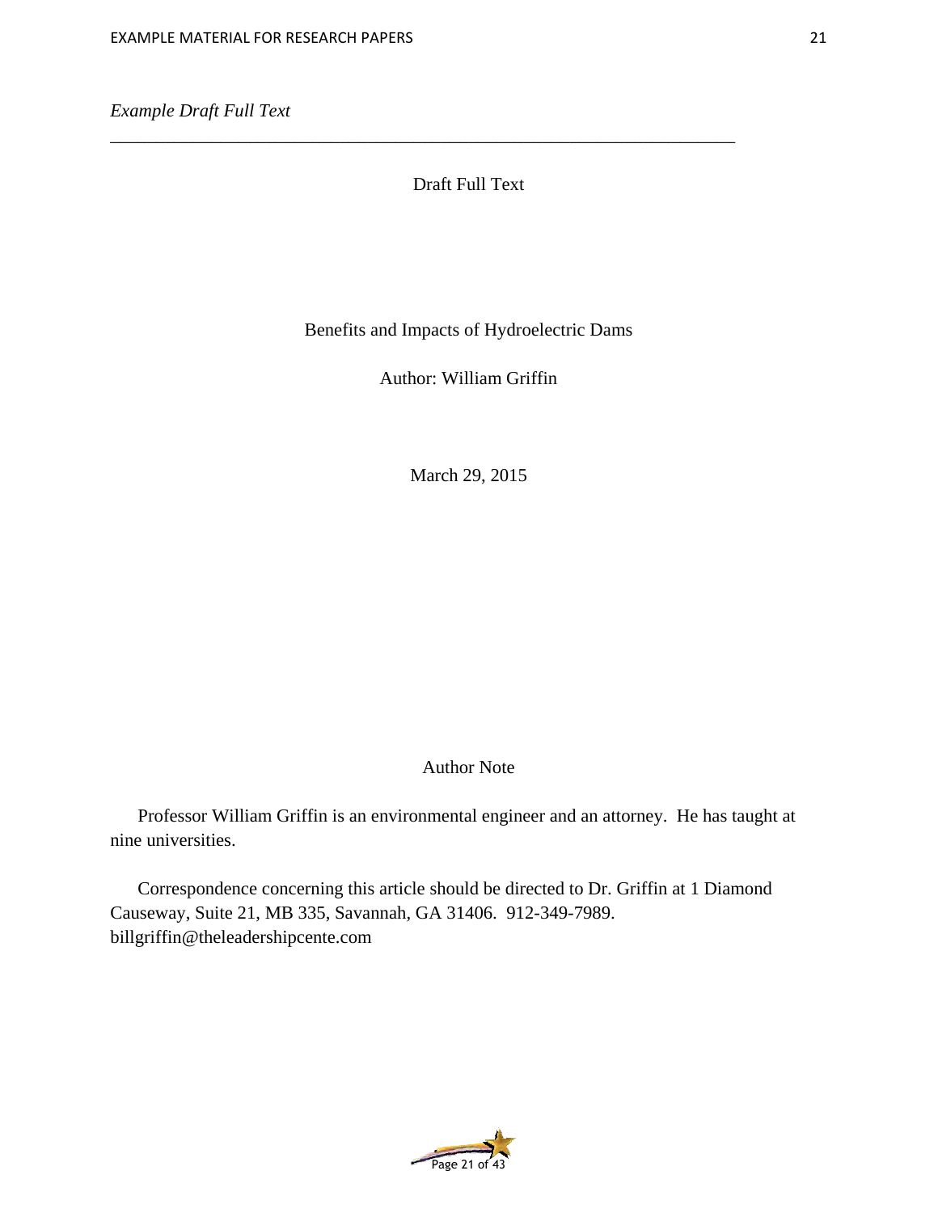*Example Draft Full Text*

---

Draft Full Text

Benefits and Impacts of Hydroelectric Dams

Author: William Griffin

March 29, 2015

Author Note

Professor William Griffin is an environmental engineer and an attorney. He has taught at nine universities.

Correspondence concerning this article should be directed to Dr. Griffin at 1 Diamond Causeway, Suite 21, MB 335, Savannah, GA 31406. 912-349-7989. billgriffin@theleadershipcente.com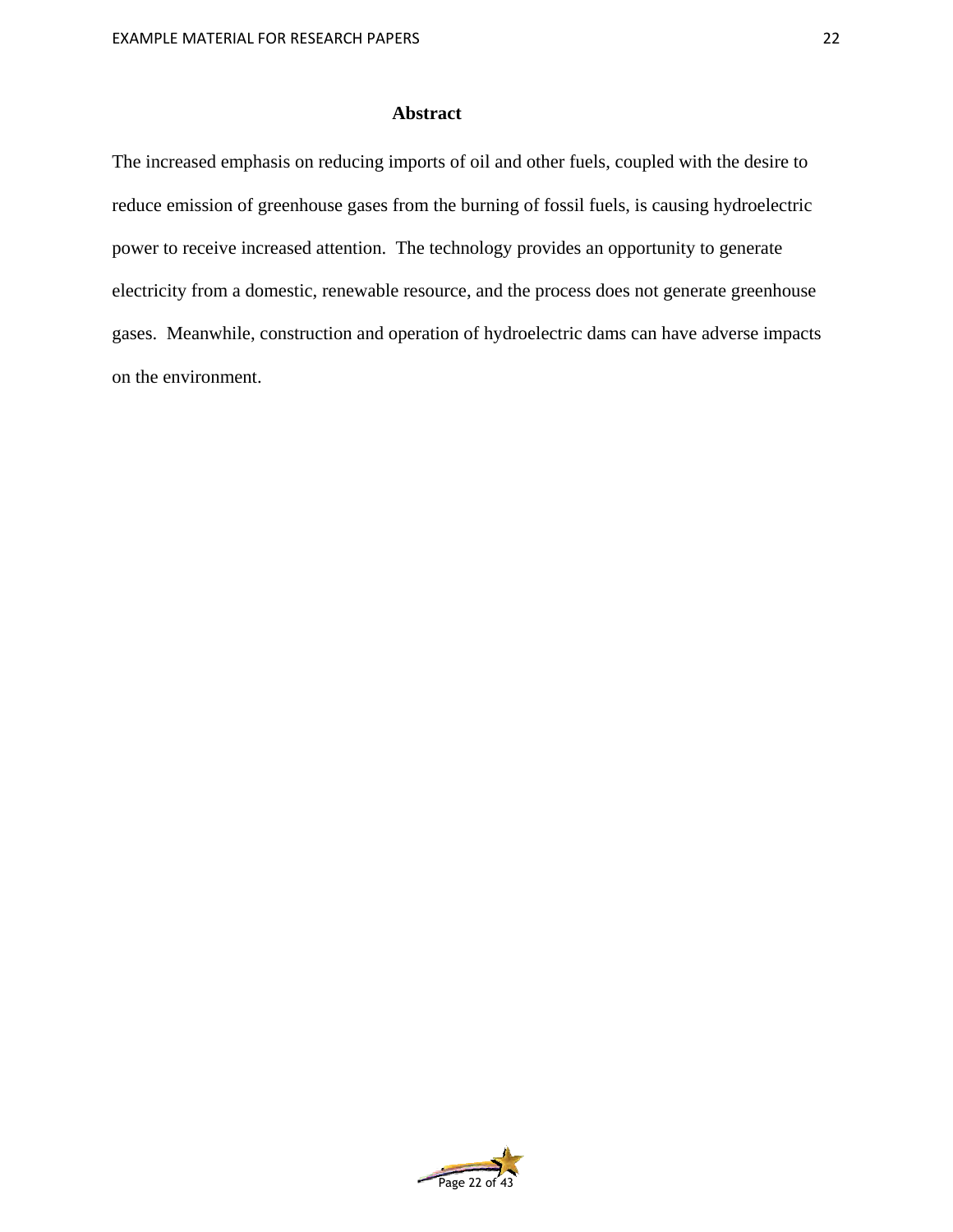## Abstract

The increased emphasis on reducing imports of oil and other fuels, coupled with the desire to reduce emission of greenhouse gases from the burning of fossil fuels, is causing hydroelectric power to receive increased attention. The technology provides an opportunity to generate electricity from a domestic, renewable resource, and the process does not generate greenhouse gases. Meanwhile, construction and operation of hydroelectric dams can have adverse impacts on the environment.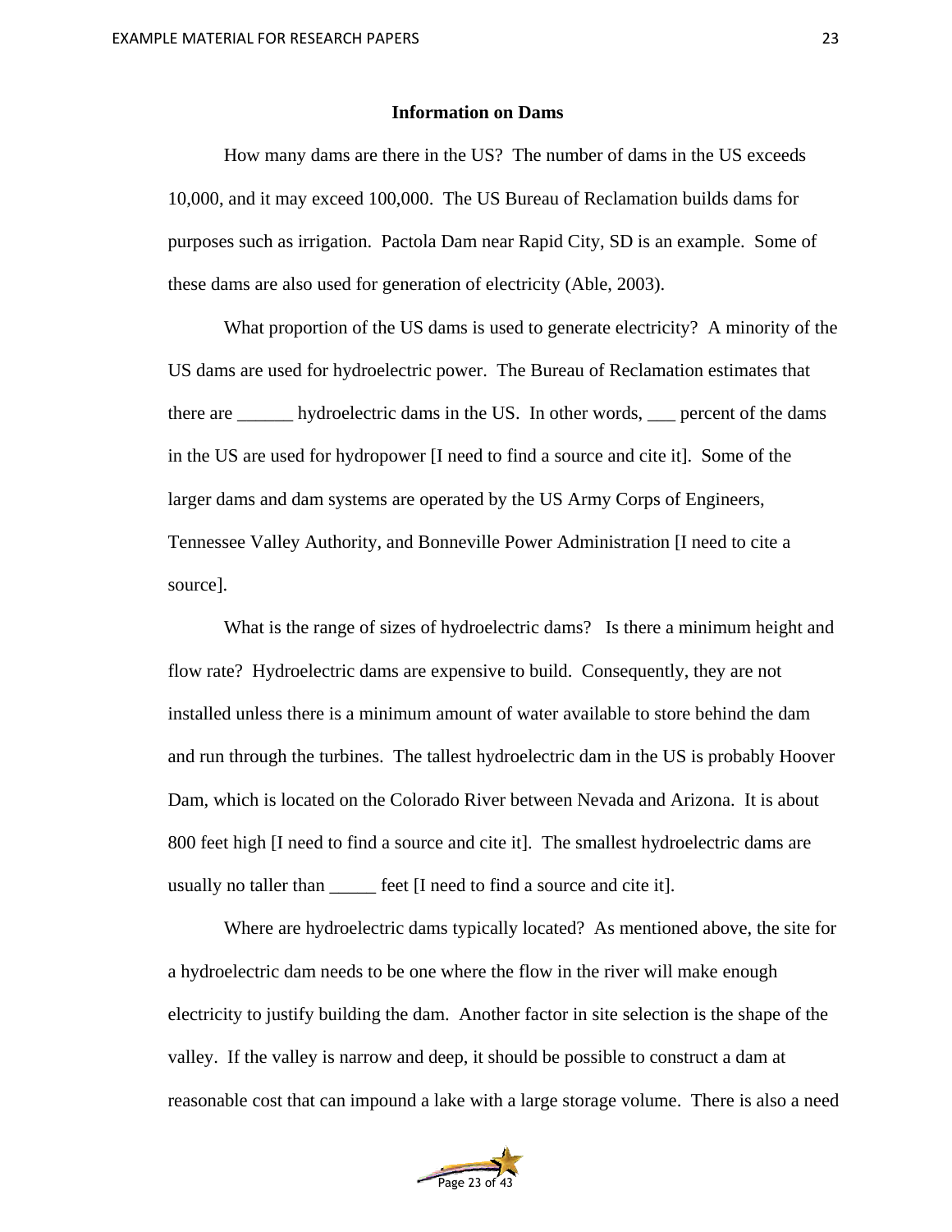## Information on Dams

How many dams are there in the US? The number of dams in the US exceeds 10,000, and it may exceed 100,000. The US Bureau of Reclamation builds dams for purposes such as irrigation. Pactola Dam near Rapid City, SD is an example. Some of these dams are also used for generation of electricity (Able, 2003).

What proportion of the US dams is used to generate electricity? A minority of the US dams are used for hydroelectric power. The Bureau of Reclamation estimates that there are ______ hydroelectric dams in the US. In other words, ___ percent of the dams in the US are used for hydropower [I need to find a source and cite it]. Some of the larger dams and dam systems are operated by the US Army Corps of Engineers, Tennessee Valley Authority, and Bonneville Power Administration [I need to cite a source].

What is the range of sizes of hydroelectric dams? Is there a minimum height and flow rate? Hydroelectric dams are expensive to build. Consequently, they are not installed unless there is a minimum amount of water available to store behind the dam and run through the turbines. The tallest hydroelectric dam in the US is probably Hoover Dam, which is located on the Colorado River between Nevada and Arizona. It is about 800 feet high [I need to find a source and cite it]. The smallest hydroelectric dams are usually no taller than _____ feet [I need to find a source and cite it].

Where are hydroelectric dams typically located? As mentioned above, the site for a hydroelectric dam needs to be one where the flow in the river will make enough electricity to justify building the dam. Another factor in site selection is the shape of the valley. If the valley is narrow and deep, it should be possible to construct a dam at reasonable cost that can impound a lake with a large storage volume. There is also a need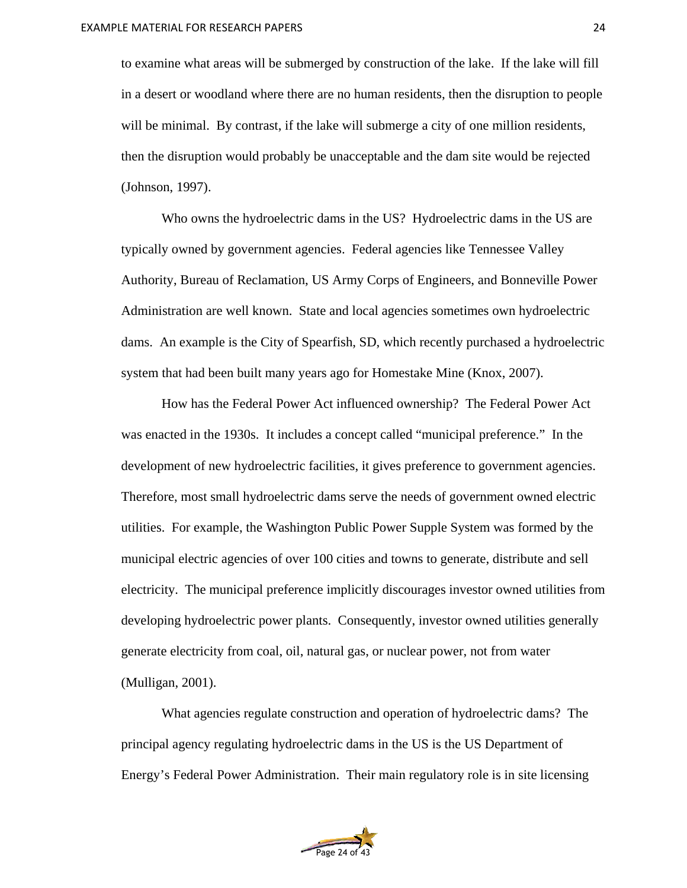to examine what areas will be submerged by construction of the lake. If the lake will fill in a desert or woodland where there are no human residents, then the disruption to people will be minimal. By contrast, if the lake will submerge a city of one million residents, then the disruption would probably be unacceptable and the dam site would be rejected (Johnson, 1997).

Who owns the hydroelectric dams in the US? Hydroelectric dams in the US are typically owned by government agencies. Federal agencies like Tennessee Valley Authority, Bureau of Reclamation, US Army Corps of Engineers, and Bonneville Power Administration are well known. State and local agencies sometimes own hydroelectric dams. An example is the City of Spearfish, SD, which recently purchased a hydroelectric system that had been built many years ago for Homestake Mine (Knox, 2007).

How has the Federal Power Act influenced ownership? The Federal Power Act was enacted in the 1930s. It includes a concept called “municipal preference.” In the development of new hydroelectric facilities, it gives preference to government agencies. Therefore, most small hydroelectric dams serve the needs of government owned electric utilities. For example, the Washington Public Power Supple System was formed by the municipal electric agencies of over 100 cities and towns to generate, distribute and sell electricity. The municipal preference implicitly discourages investor owned utilities from developing hydroelectric power plants. Consequently, investor owned utilities generally generate electricity from coal, oil, natural gas, or nuclear power, not from water (Mulligan, 2001).

What agencies regulate construction and operation of hydroelectric dams? The principal agency regulating hydroelectric dams in the US is the US Department of Energy’s Federal Power Administration. Their main regulatory role is in site licensing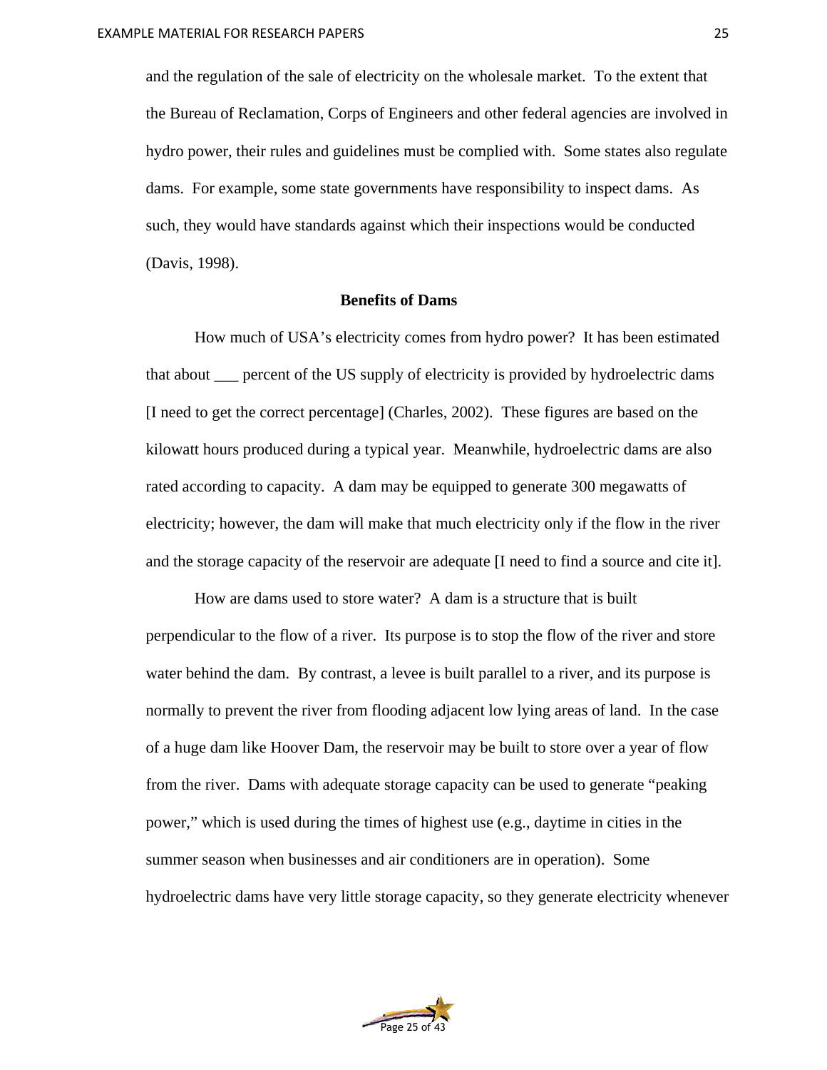and the regulation of the sale of electricity on the wholesale market. To the extent that the Bureau of Reclamation, Corps of Engineers and other federal agencies are involved in hydro power, their rules and guidelines must be complied with. Some states also regulate dams. For example, some state governments have responsibility to inspect dams. As such, they would have standards against which their inspections would be conducted (Davis, 1998).

## Benefits of Dams

How much of USA's electricity comes from hydro power? It has been estimated that about ___ percent of the US supply of electricity is provided by hydroelectric dams [I need to get the correct percentage] (Charles, 2002). These figures are based on the kilowatt hours produced during a typical year. Meanwhile, hydroelectric dams are also rated according to capacity. A dam may be equipped to generate 300 megawatts of electricity; however, the dam will make that much electricity only if the flow in the river and the storage capacity of the reservoir are adequate [I need to find a source and cite it].

How are dams used to store water? A dam is a structure that is built perpendicular to the flow of a river. Its purpose is to stop the flow of the river and store water behind the dam. By contrast, a levee is built parallel to a river, and its purpose is normally to prevent the river from flooding adjacent low lying areas of land. In the case of a huge dam like Hoover Dam, the reservoir may be built to store over a year of flow from the river. Dams with adequate storage capacity can be used to generate "peaking power," which is used during the times of highest use (e.g., daytime in cities in the summer season when businesses and air conditioners are in operation). Some hydroelectric dams have very little storage capacity, so they generate electricity whenever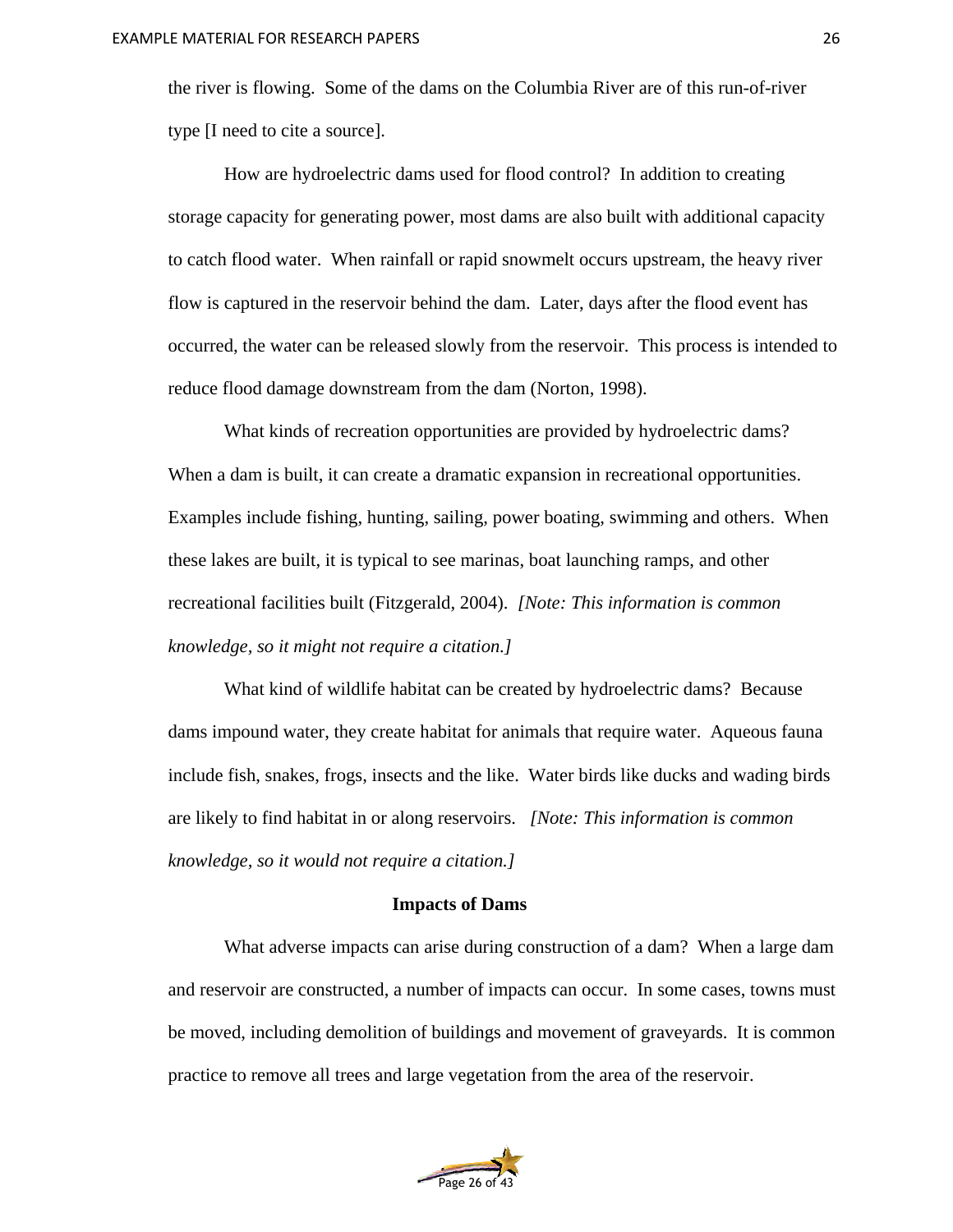the river is flowing. Some of the dams on the Columbia River are of this run-of-river type [I need to cite a source].

How are hydroelectric dams used for flood control? In addition to creating storage capacity for generating power, most dams are also built with additional capacity to catch flood water. When rainfall or rapid snowmelt occurs upstream, the heavy river flow is captured in the reservoir behind the dam. Later, days after the flood event has occurred, the water can be released slowly from the reservoir. This process is intended to reduce flood damage downstream from the dam (Norton, 1998).

What kinds of recreation opportunities are provided by hydroelectric dams? When a dam is built, it can create a dramatic expansion in recreational opportunities. Examples include fishing, hunting, sailing, power boating, swimming and others. When these lakes are built, it is typical to see marinas, boat launching ramps, and other recreational facilities built (Fitzgerald, 2004). *[Note: This information is common knowledge, so it might not require a citation.]*

What kind of wildlife habitat can be created by hydroelectric dams? Because dams impound water, they create habitat for animals that require water. Aqueous fauna include fish, snakes, frogs, insects and the like. Water birds like ducks and wading birds are likely to find habitat in or along reservoirs. *[Note: This information is common knowledge, so it would not require a citation.]*

## Impacts of Dams

What adverse impacts can arise during construction of a dam? When a large dam and reservoir are constructed, a number of impacts can occur. In some cases, towns must be moved, including demolition of buildings and movement of graveyards. It is common practice to remove all trees and large vegetation from the area of the reservoir.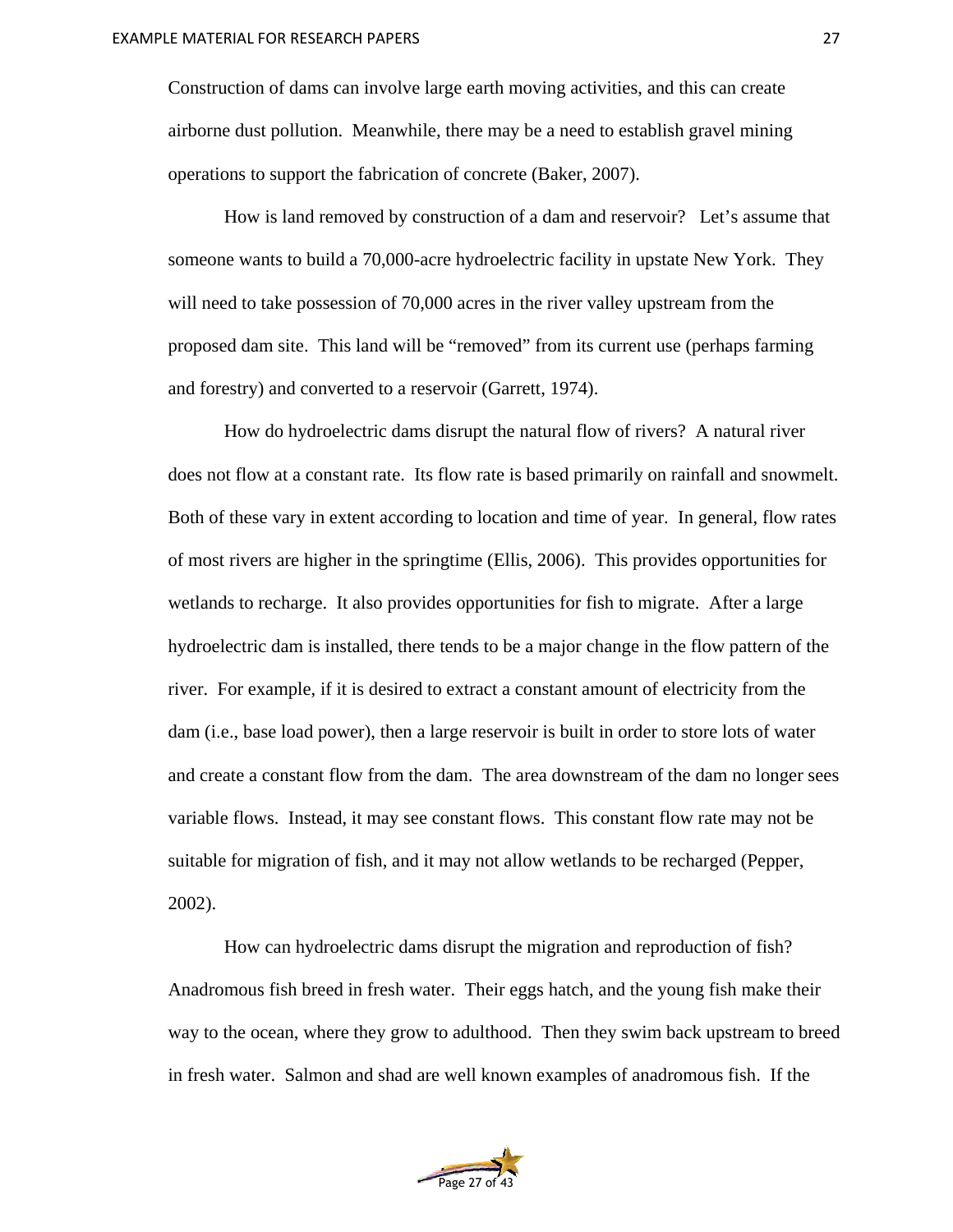Construction of dams can involve large earth moving activities, and this can create airborne dust pollution.  Meanwhile, there may be a need to establish gravel mining operations to support the fabrication of concrete (Baker, 2007).

How is land removed by construction of a dam and reservoir?   Let's assume that someone wants to build a 70,000-acre hydroelectric facility in upstate New York.  They will need to take possession of 70,000 acres in the river valley upstream from the proposed dam site.  This land will be "removed" from its current use (perhaps farming and forestry) and converted to a reservoir (Garrett, 1974).

How do hydroelectric dams disrupt the natural flow of rivers?  A natural river does not flow at a constant rate.  Its flow rate is based primarily on rainfall and snowmelt.  Both of these vary in extent according to location and time of year.  In general, flow rates of most rivers are higher in the springtime (Ellis, 2006).  This provides opportunities for wetlands to recharge.  It also provides opportunities for fish to migrate.  After a large hydroelectric dam is installed, there tends to be a major change in the flow pattern of the river.  For example, if it is desired to extract a constant amount of electricity from the dam (i.e., base load power), then a large reservoir is built in order to store lots of water and create a constant flow from the dam.  The area downstream of the dam no longer sees variable flows.  Instead, it may see constant flows.  This constant flow rate may not be suitable for migration of fish, and it may not allow wetlands to be recharged (Pepper, 2002).

How can hydroelectric dams disrupt the migration and reproduction of fish?  Anadromous fish breed in fresh water.  Their eggs hatch, and the young fish make their way to the ocean, where they grow to adulthood.  Then they swim back upstream to breed in fresh water.  Salmon and shad are well known examples of anadromous fish.  If the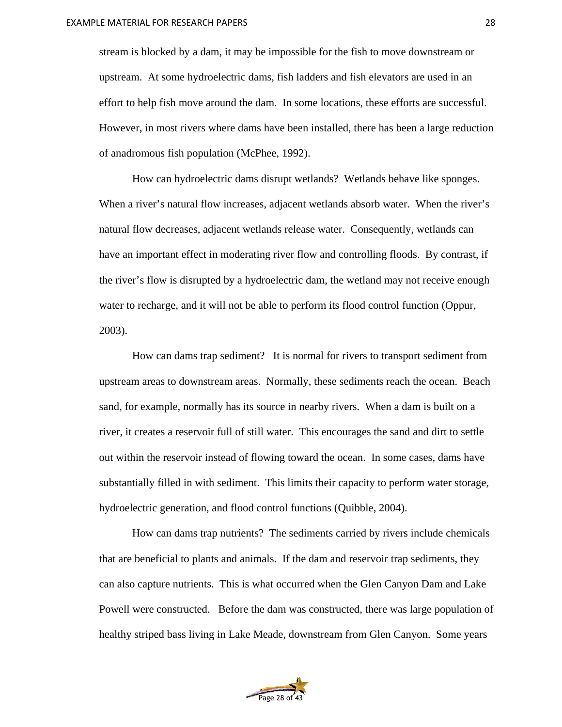stream is blocked by a dam, it may be impossible for the fish to move downstream or upstream. At some hydroelectric dams, fish ladders and fish elevators are used in an effort to help fish move around the dam. In some locations, these efforts are successful. However, in most rivers where dams have been installed, there has been a large reduction of anadromous fish population (McPhee, 1992).

How can hydroelectric dams disrupt wetlands? Wetlands behave like sponges. When a river's natural flow increases, adjacent wetlands absorb water. When the river's natural flow decreases, adjacent wetlands release water. Consequently, wetlands can have an important effect in moderating river flow and controlling floods. By contrast, if the river's flow is disrupted by a hydroelectric dam, the wetland may not receive enough water to recharge, and it will not be able to perform its flood control function (Oppur, 2003).

How can dams trap sediment? It is normal for rivers to transport sediment from upstream areas to downstream areas. Normally, these sediments reach the ocean. Beach sand, for example, normally has its source in nearby rivers. When a dam is built on a river, it creates a reservoir full of still water. This encourages the sand and dirt to settle out within the reservoir instead of flowing toward the ocean. In some cases, dams have substantially filled in with sediment. This limits their capacity to perform water storage, hydroelectric generation, and flood control functions (Quibble, 2004).

How can dams trap nutrients? The sediments carried by rivers include chemicals that are beneficial to plants and animals. If the dam and reservoir trap sediments, they can also capture nutrients. This is what occurred when the Glen Canyon Dam and Lake Powell were constructed. Before the dam was constructed, there was large population of healthy striped bass living in Lake Meade, downstream from Glen Canyon. Some years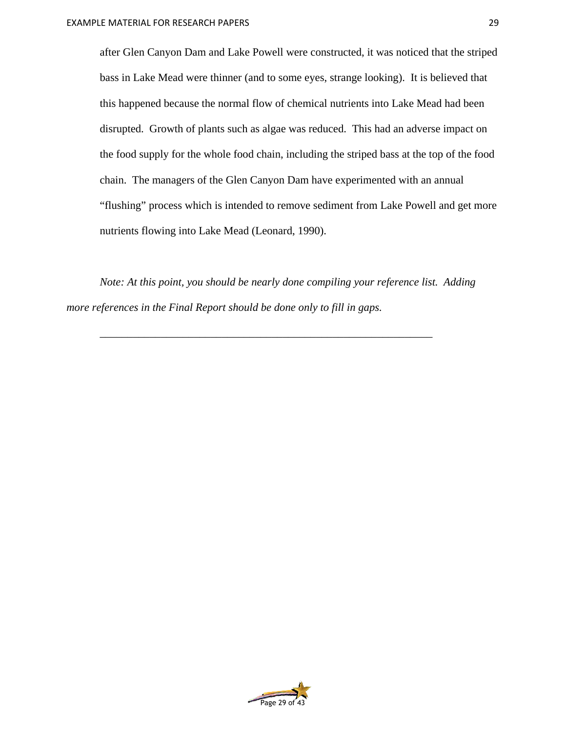after Glen Canyon Dam and Lake Powell were constructed, it was noticed that the striped bass in Lake Mead were thinner (and to some eyes, strange looking). It is believed that this happened because the normal flow of chemical nutrients into Lake Mead had been disrupted. Growth of plants such as algae was reduced. This had an adverse impact on the food supply for the whole food chain, including the striped bass at the top of the food chain. The managers of the Glen Canyon Dam have experimented with an annual "flushing" process which is intended to remove sediment from Lake Powell and get more nutrients flowing into Lake Mead (Leonard, 1990).

*Note: At this point, you should be nearly done compiling your reference list. Adding more references in the Final Report should be done only to fill in gaps.*

---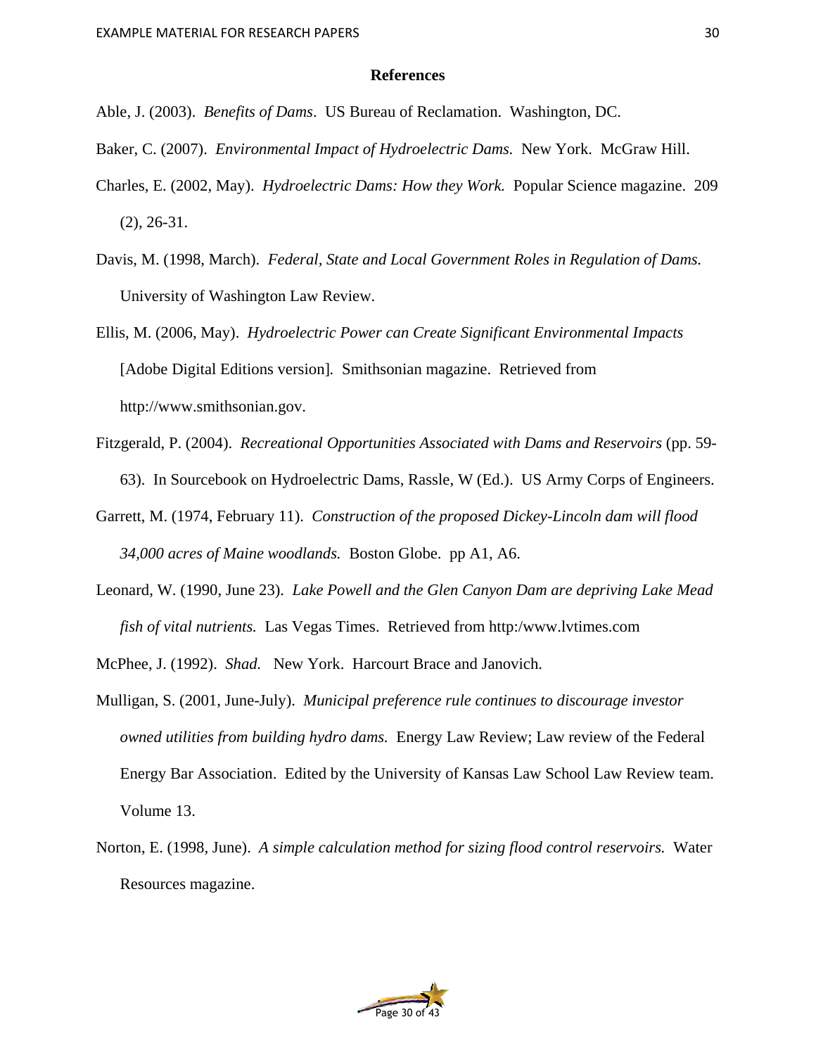## References

Able, J. (2003). *Benefits of Dams*. US Bureau of Reclamation. Washington, DC.

Baker, C. (2007). *Environmental Impact of Hydroelectric Dams.* New York. McGraw Hill.

Charles, E. (2002, May). *Hydroelectric Dams: How they Work.* Popular Science magazine. 209 (2), 26-31.

Davis, M. (1998, March). *Federal, State and Local Government Roles in Regulation of Dams.* University of Washington Law Review.

Ellis, M. (2006, May). *Hydroelectric Power can Create Significant Environmental Impacts* [Adobe Digital Editions version]. Smithsonian magazine. Retrieved from http://www.smithsonian.gov.

Fitzgerald, P. (2004). *Recreational Opportunities Associated with Dams and Reservoirs* (pp. 59-63). In Sourcebook on Hydroelectric Dams, Rassle, W (Ed.). US Army Corps of Engineers.

Garrett, M. (1974, February 11). *Construction of the proposed Dickey-Lincoln dam will flood 34,000 acres of Maine woodlands.* Boston Globe. pp A1, A6.

Leonard, W. (1990, June 23). *Lake Powell and the Glen Canyon Dam are depriving Lake Mead fish of vital nutrients.* Las Vegas Times. Retrieved from http:/www.lvtimes.com

McPhee, J. (1992). *Shad.* New York. Harcourt Brace and Janovich.

Mulligan, S. (2001, June-July). *Municipal preference rule continues to discourage investor owned utilities from building hydro dams*. Energy Law Review; Law review of the Federal Energy Bar Association. Edited by the University of Kansas Law School Law Review team. Volume 13.

Norton, E. (1998, June). *A simple calculation method for sizing flood control reservoirs.* Water Resources magazine.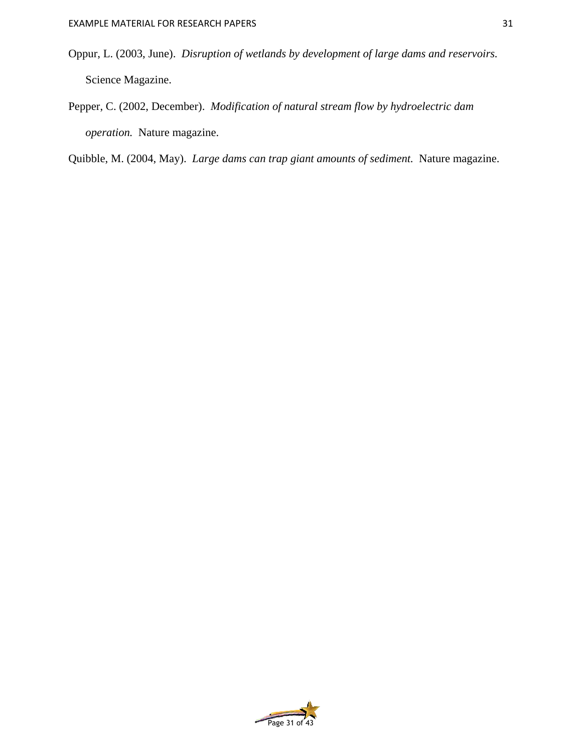Oppur, L. (2003, June). *Disruption of wetlands by development of large dams and reservoirs.* Science Magazine.

Pepper, C. (2002, December). *Modification of natural stream flow by hydroelectric dam operation.* Nature magazine.

Quibble, M. (2004, May). *Large dams can trap giant amounts of sediment.* Nature magazine.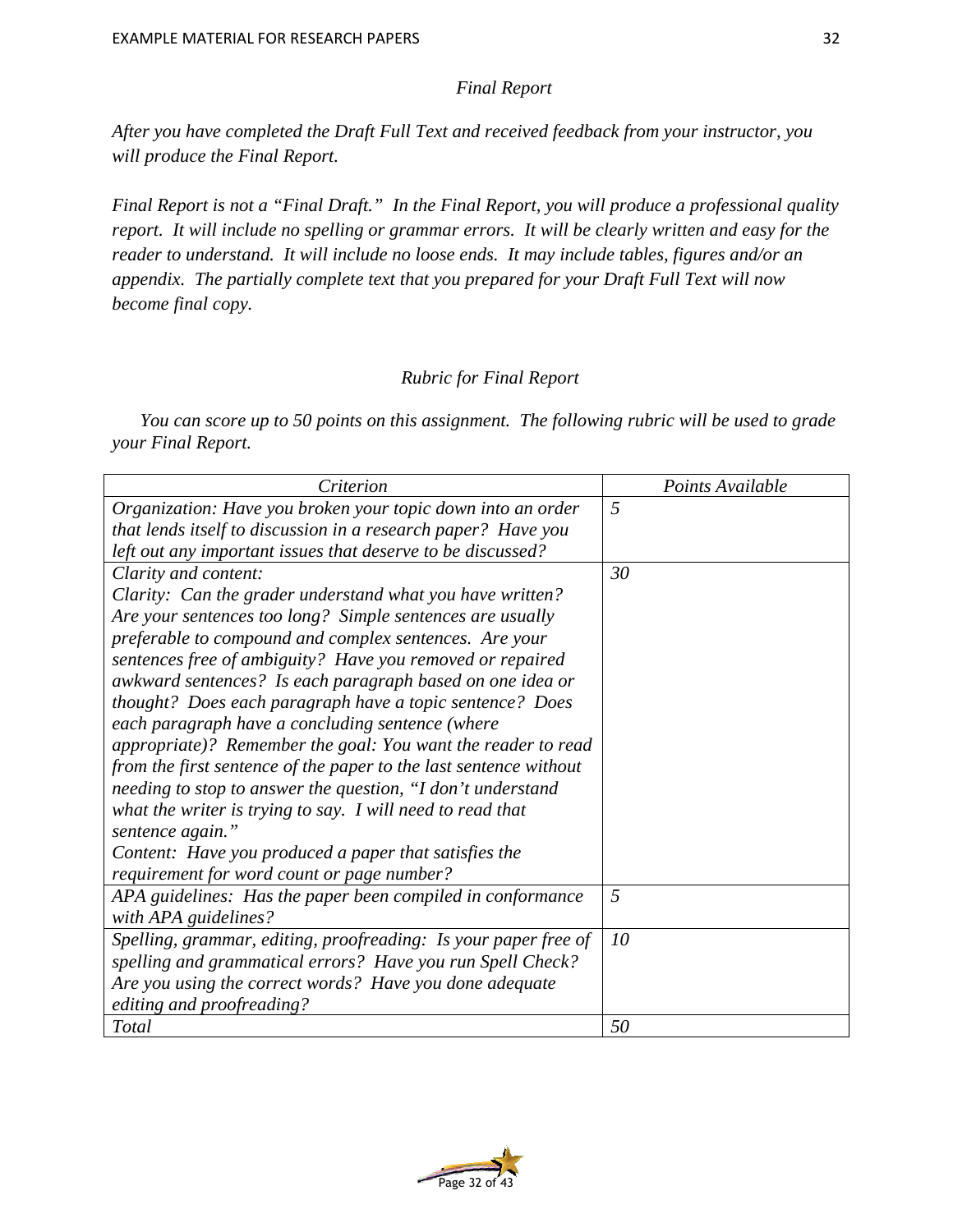## *Final Report*

*After you have completed the Draft Full Text and received feedback from your instructor, you will produce the Final Report.*

*Final Report is not a "Final Draft." In the Final Report, you will produce a professional quality report. It will include no spelling or grammar errors. It will be clearly written and easy for the reader to understand. It will include no loose ends. It may include tables, figures and/or an appendix. The partially complete text that you prepared for your Draft Full Text will now become final copy.*

### *Rubric for Final Report*

*You can score up to 50 points on this assignment. The following rubric will be used to grade your Final Report.*

| *Criterion* | *Points Available* |
|---|---|
| *Organization: Have you broken your topic down into an order that lends itself to discussion in a research paper? Have you left out any important issues that deserve to be discussed?* | *5* |
| *Clarity and content:*<br>*Clarity: Can the grader understand what you have written? Are your sentences too long? Simple sentences are usually preferable to compound and complex sentences. Are your sentences free of ambiguity? Have you removed or repaired awkward sentences? Is each paragraph based on one idea or thought? Does each paragraph have a topic sentence? Does each paragraph have a concluding sentence (where appropriate)? Remember the goal: You want the reader to read from the first sentence of the paper to the last sentence without needing to stop to answer the question, "I don't understand what the writer is trying to say. I will need to read that sentence again."*<br>*Content: Have you produced a paper that satisfies the requirement for word count or page number?* | *30* |
| *APA guidelines: Has the paper been compiled in conformance with APA guidelines?* | *5* |
| *Spelling, grammar, editing, proofreading: Is your paper free of spelling and grammatical errors? Have you run Spell Check? Are you using the correct words? Have you done adequate editing and proofreading?* | *10* |
| *Total* | *50* |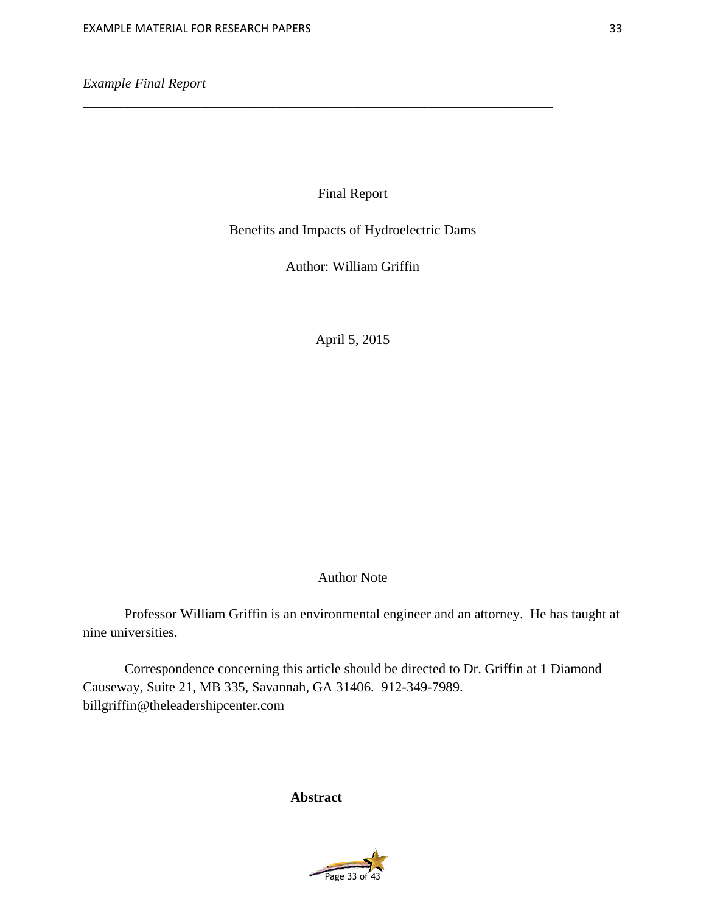*Example Final Report*

---

Final Report

Benefits and Impacts of Hydroelectric Dams

Author: William Griffin

April 5, 2015

Author Note

Professor William Griffin is an environmental engineer and an attorney. He has taught at nine universities.

Correspondence concerning this article should be directed to Dr. Griffin at 1 Diamond Causeway, Suite 21, MB 335, Savannah, GA 31406. 912-349-7989. billgriffin@theleadershipcenter.com

**Abstract**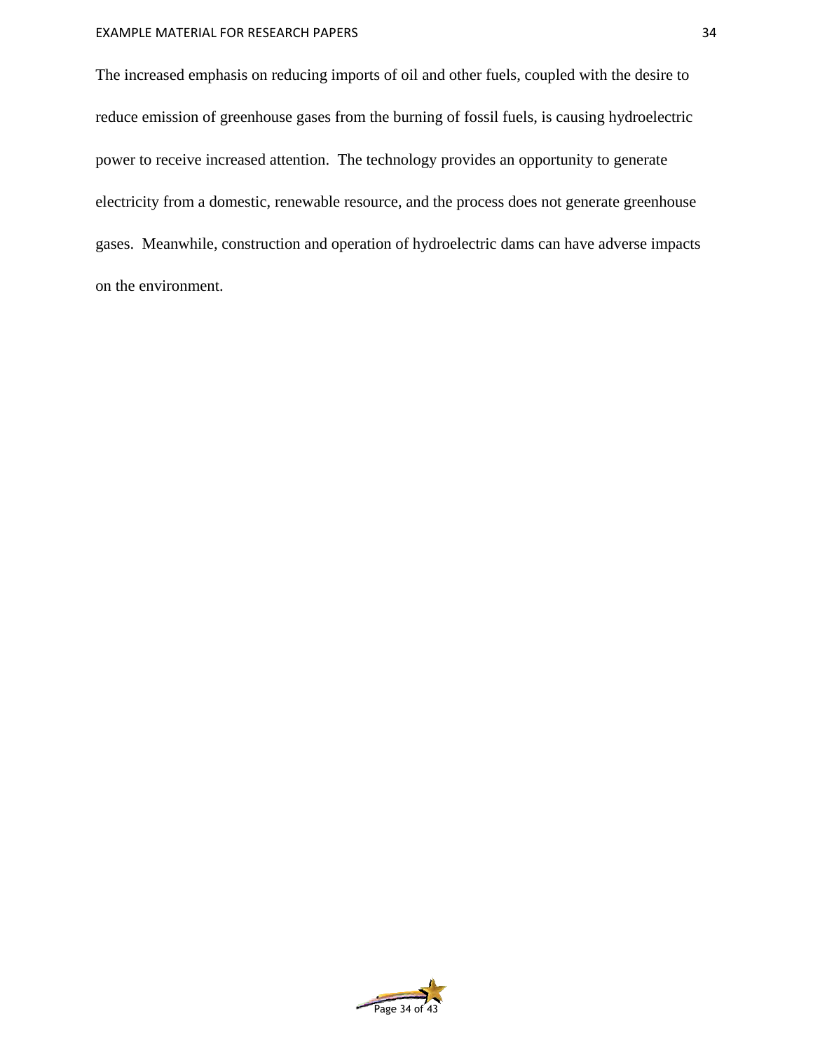The increased emphasis on reducing imports of oil and other fuels, coupled with the desire to reduce emission of greenhouse gases from the burning of fossil fuels, is causing hydroelectric power to receive increased attention.  The technology provides an opportunity to generate electricity from a domestic, renewable resource, and the process does not generate greenhouse gases.  Meanwhile, construction and operation of hydroelectric dams can have adverse impacts on the environment.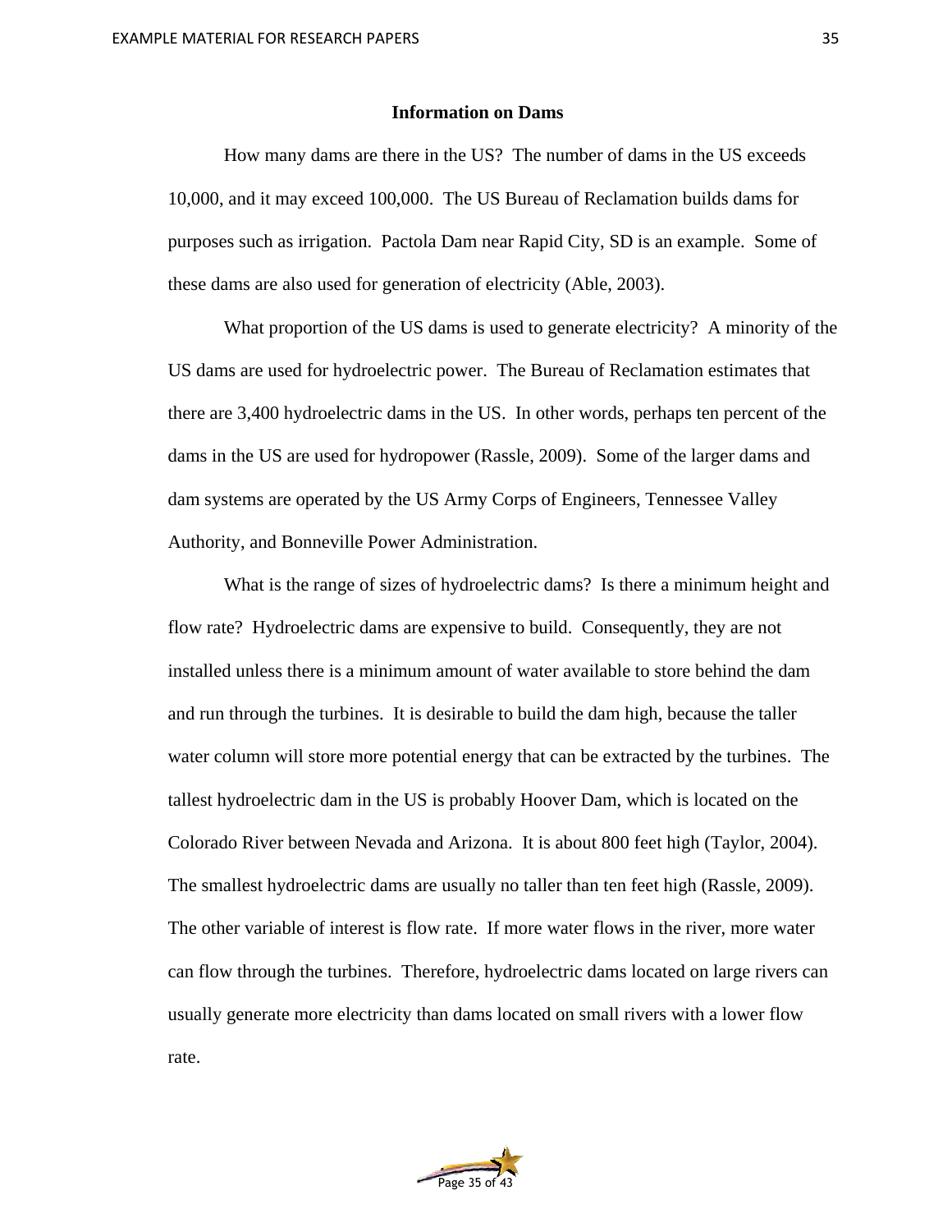## Information on Dams

How many dams are there in the US? The number of dams in the US exceeds 10,000, and it may exceed 100,000. The US Bureau of Reclamation builds dams for purposes such as irrigation. Pactola Dam near Rapid City, SD is an example. Some of these dams are also used for generation of electricity (Able, 2003).

What proportion of the US dams is used to generate electricity? A minority of the US dams are used for hydroelectric power. The Bureau of Reclamation estimates that there are 3,400 hydroelectric dams in the US. In other words, perhaps ten percent of the dams in the US are used for hydropower (Rassle, 2009). Some of the larger dams and dam systems are operated by the US Army Corps of Engineers, Tennessee Valley Authority, and Bonneville Power Administration.

What is the range of sizes of hydroelectric dams? Is there a minimum height and flow rate? Hydroelectric dams are expensive to build. Consequently, they are not installed unless there is a minimum amount of water available to store behind the dam and run through the turbines. It is desirable to build the dam high, because the taller water column will store more potential energy that can be extracted by the turbines. The tallest hydroelectric dam in the US is probably Hoover Dam, which is located on the Colorado River between Nevada and Arizona. It is about 800 feet high (Taylor, 2004). The smallest hydroelectric dams are usually no taller than ten feet high (Rassle, 2009). The other variable of interest is flow rate. If more water flows in the river, more water can flow through the turbines. Therefore, hydroelectric dams located on large rivers can usually generate more electricity than dams located on small rivers with a lower flow rate.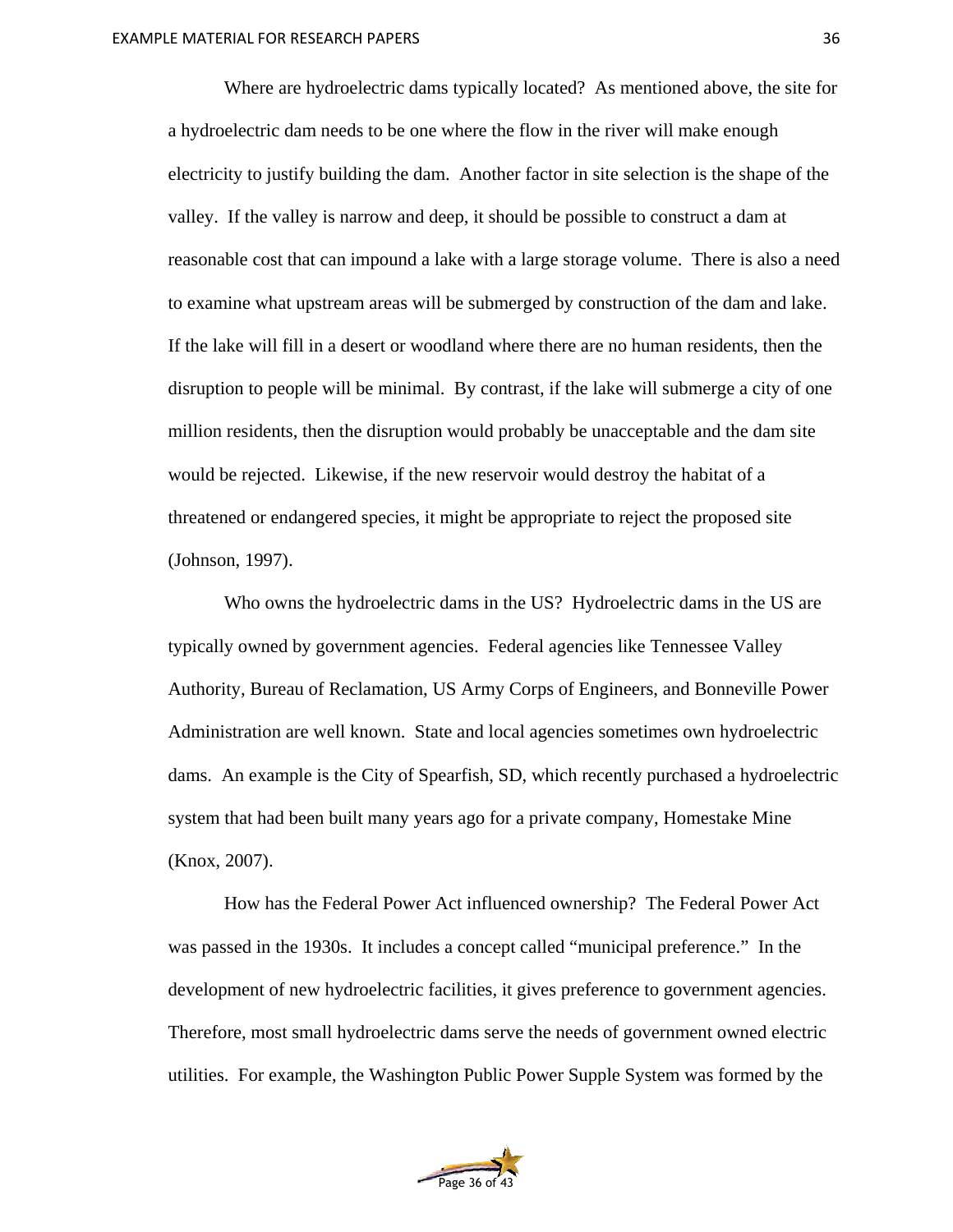Where are hydroelectric dams typically located? As mentioned above, the site for a hydroelectric dam needs to be one where the flow in the river will make enough electricity to justify building the dam. Another factor in site selection is the shape of the valley. If the valley is narrow and deep, it should be possible to construct a dam at reasonable cost that can impound a lake with a large storage volume. There is also a need to examine what upstream areas will be submerged by construction of the dam and lake. If the lake will fill in a desert or woodland where there are no human residents, then the disruption to people will be minimal. By contrast, if the lake will submerge a city of one million residents, then the disruption would probably be unacceptable and the dam site would be rejected. Likewise, if the new reservoir would destroy the habitat of a threatened or endangered species, it might be appropriate to reject the proposed site (Johnson, 1997).

Who owns the hydroelectric dams in the US? Hydroelectric dams in the US are typically owned by government agencies. Federal agencies like Tennessee Valley Authority, Bureau of Reclamation, US Army Corps of Engineers, and Bonneville Power Administration are well known. State and local agencies sometimes own hydroelectric dams. An example is the City of Spearfish, SD, which recently purchased a hydroelectric system that had been built many years ago for a private company, Homestake Mine (Knox, 2007).

How has the Federal Power Act influenced ownership? The Federal Power Act was passed in the 1930s. It includes a concept called "municipal preference." In the development of new hydroelectric facilities, it gives preference to government agencies. Therefore, most small hydroelectric dams serve the needs of government owned electric utilities. For example, the Washington Public Power Supple System was formed by the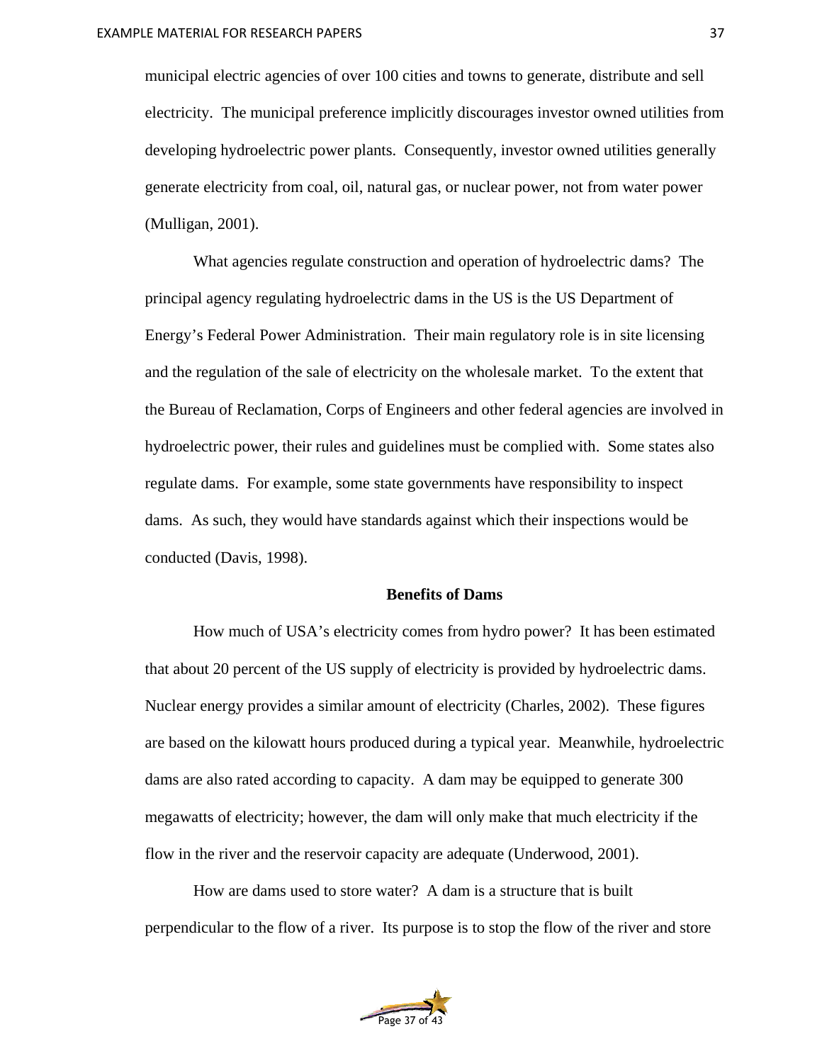municipal electric agencies of over 100 cities and towns to generate, distribute and sell electricity. The municipal preference implicitly discourages investor owned utilities from developing hydroelectric power plants. Consequently, investor owned utilities generally generate electricity from coal, oil, natural gas, or nuclear power, not from water power (Mulligan, 2001).

What agencies regulate construction and operation of hydroelectric dams? The principal agency regulating hydroelectric dams in the US is the US Department of Energy's Federal Power Administration. Their main regulatory role is in site licensing and the regulation of the sale of electricity on the wholesale market. To the extent that the Bureau of Reclamation, Corps of Engineers and other federal agencies are involved in hydroelectric power, their rules and guidelines must be complied with. Some states also regulate dams. For example, some state governments have responsibility to inspect dams. As such, they would have standards against which their inspections would be conducted (Davis, 1998).

## Benefits of Dams

How much of USA's electricity comes from hydro power? It has been estimated that about 20 percent of the US supply of electricity is provided by hydroelectric dams. Nuclear energy provides a similar amount of electricity (Charles, 2002). These figures are based on the kilowatt hours produced during a typical year. Meanwhile, hydroelectric dams are also rated according to capacity. A dam may be equipped to generate 300 megawatts of electricity; however, the dam will only make that much electricity if the flow in the river and the reservoir capacity are adequate (Underwood, 2001).

How are dams used to store water? A dam is a structure that is built perpendicular to the flow of a river. Its purpose is to stop the flow of the river and store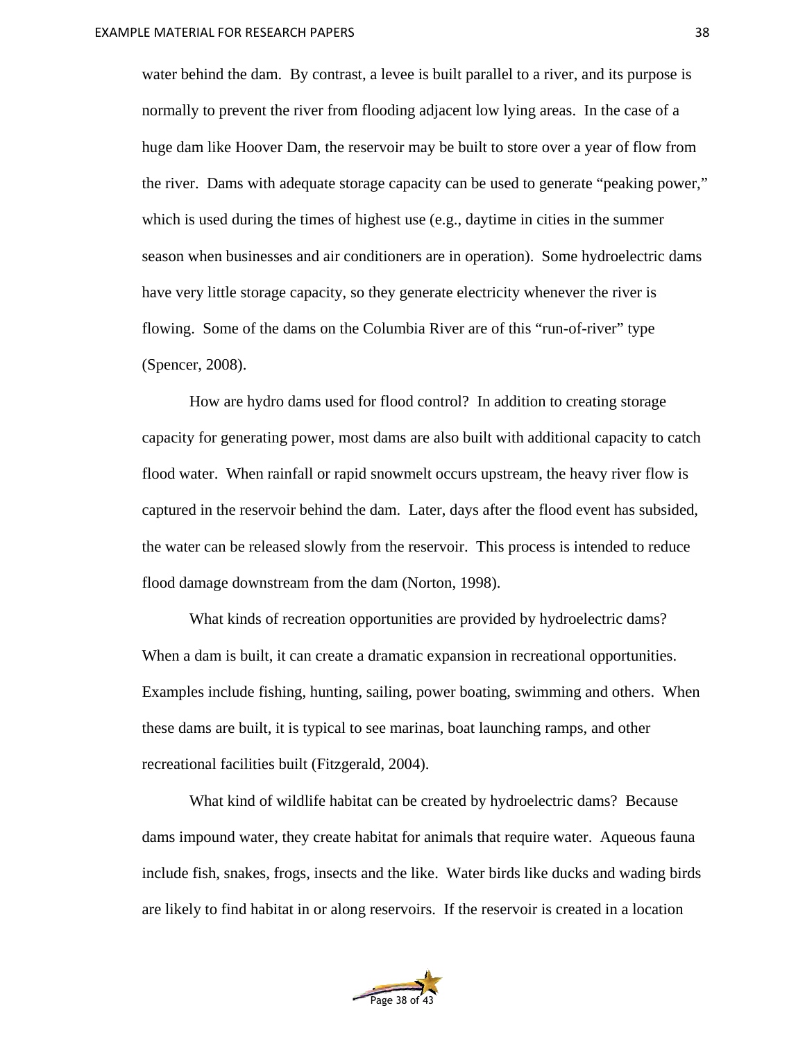water behind the dam. By contrast, a levee is built parallel to a river, and its purpose is normally to prevent the river from flooding adjacent low lying areas. In the case of a huge dam like Hoover Dam, the reservoir may be built to store over a year of flow from the river. Dams with adequate storage capacity can be used to generate "peaking power," which is used during the times of highest use (e.g., daytime in cities in the summer season when businesses and air conditioners are in operation). Some hydroelectric dams have very little storage capacity, so they generate electricity whenever the river is flowing. Some of the dams on the Columbia River are of this "run-of-river" type (Spencer, 2008).

How are hydro dams used for flood control? In addition to creating storage capacity for generating power, most dams are also built with additional capacity to catch flood water. When rainfall or rapid snowmelt occurs upstream, the heavy river flow is captured in the reservoir behind the dam. Later, days after the flood event has subsided, the water can be released slowly from the reservoir. This process is intended to reduce flood damage downstream from the dam (Norton, 1998).

What kinds of recreation opportunities are provided by hydroelectric dams? When a dam is built, it can create a dramatic expansion in recreational opportunities. Examples include fishing, hunting, sailing, power boating, swimming and others. When these dams are built, it is typical to see marinas, boat launching ramps, and other recreational facilities built (Fitzgerald, 2004).

What kind of wildlife habitat can be created by hydroelectric dams? Because dams impound water, they create habitat for animals that require water. Aqueous fauna include fish, snakes, frogs, insects and the like. Water birds like ducks and wading birds are likely to find habitat in or along reservoirs. If the reservoir is created in a location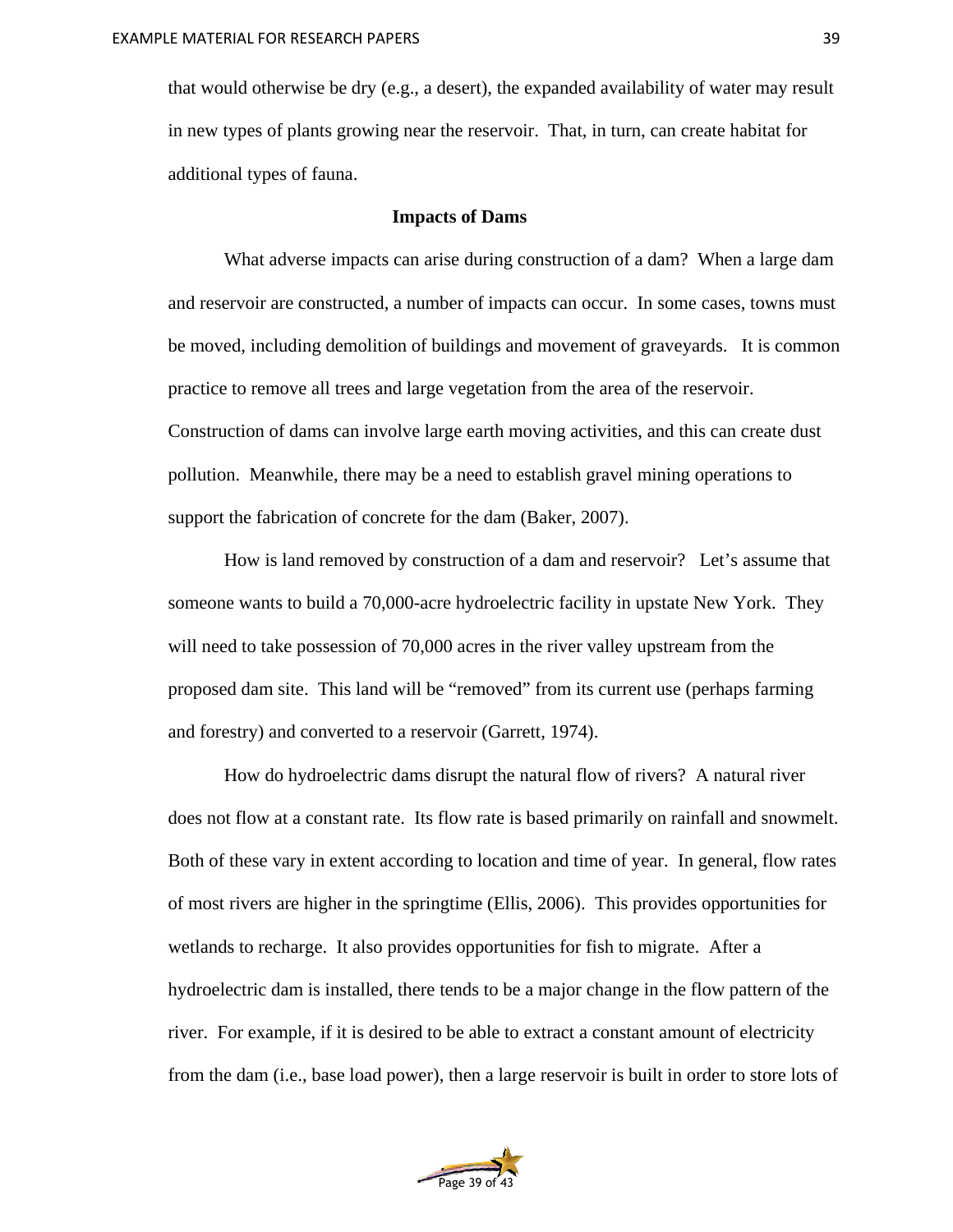that would otherwise be dry (e.g., a desert), the expanded availability of water may result in new types of plants growing near the reservoir. That, in turn, can create habitat for additional types of fauna.

## Impacts of Dams

What adverse impacts can arise during construction of a dam? When a large dam and reservoir are constructed, a number of impacts can occur. In some cases, towns must be moved, including demolition of buildings and movement of graveyards. It is common practice to remove all trees and large vegetation from the area of the reservoir. Construction of dams can involve large earth moving activities, and this can create dust pollution. Meanwhile, there may be a need to establish gravel mining operations to support the fabrication of concrete for the dam (Baker, 2007).

How is land removed by construction of a dam and reservoir? Let's assume that someone wants to build a 70,000-acre hydroelectric facility in upstate New York. They will need to take possession of 70,000 acres in the river valley upstream from the proposed dam site. This land will be "removed" from its current use (perhaps farming and forestry) and converted to a reservoir (Garrett, 1974).

How do hydroelectric dams disrupt the natural flow of rivers? A natural river does not flow at a constant rate. Its flow rate is based primarily on rainfall and snowmelt. Both of these vary in extent according to location and time of year. In general, flow rates of most rivers are higher in the springtime (Ellis, 2006). This provides opportunities for wetlands to recharge. It also provides opportunities for fish to migrate. After a hydroelectric dam is installed, there tends to be a major change in the flow pattern of the river. For example, if it is desired to be able to extract a constant amount of electricity from the dam (i.e., base load power), then a large reservoir is built in order to store lots of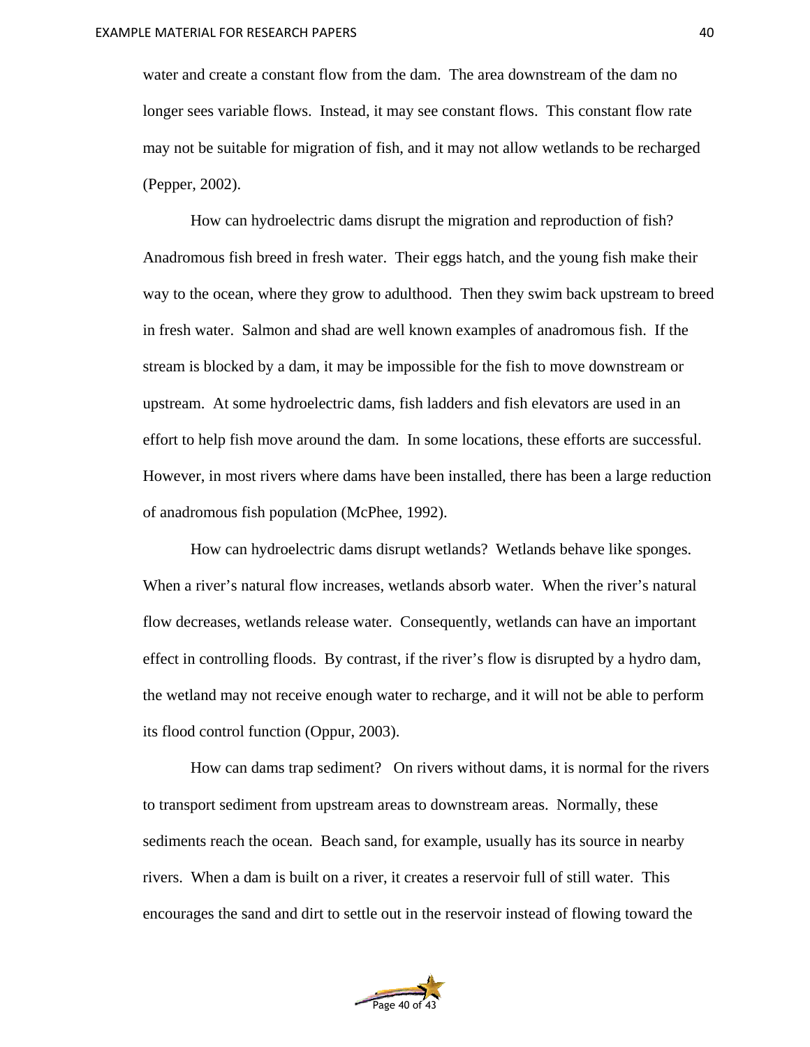water and create a constant flow from the dam. The area downstream of the dam no longer sees variable flows. Instead, it may see constant flows. This constant flow rate may not be suitable for migration of fish, and it may not allow wetlands to be recharged (Pepper, 2002).

How can hydroelectric dams disrupt the migration and reproduction of fish? Anadromous fish breed in fresh water. Their eggs hatch, and the young fish make their way to the ocean, where they grow to adulthood. Then they swim back upstream to breed in fresh water. Salmon and shad are well known examples of anadromous fish. If the stream is blocked by a dam, it may be impossible for the fish to move downstream or upstream. At some hydroelectric dams, fish ladders and fish elevators are used in an effort to help fish move around the dam. In some locations, these efforts are successful. However, in most rivers where dams have been installed, there has been a large reduction of anadromous fish population (McPhee, 1992).

How can hydroelectric dams disrupt wetlands? Wetlands behave like sponges. When a river's natural flow increases, wetlands absorb water. When the river's natural flow decreases, wetlands release water. Consequently, wetlands can have an important effect in controlling floods. By contrast, if the river's flow is disrupted by a hydro dam, the wetland may not receive enough water to recharge, and it will not be able to perform its flood control function (Oppur, 2003).

How can dams trap sediment? On rivers without dams, it is normal for the rivers to transport sediment from upstream areas to downstream areas. Normally, these sediments reach the ocean. Beach sand, for example, usually has its source in nearby rivers. When a dam is built on a river, it creates a reservoir full of still water. This encourages the sand and dirt to settle out in the reservoir instead of flowing toward the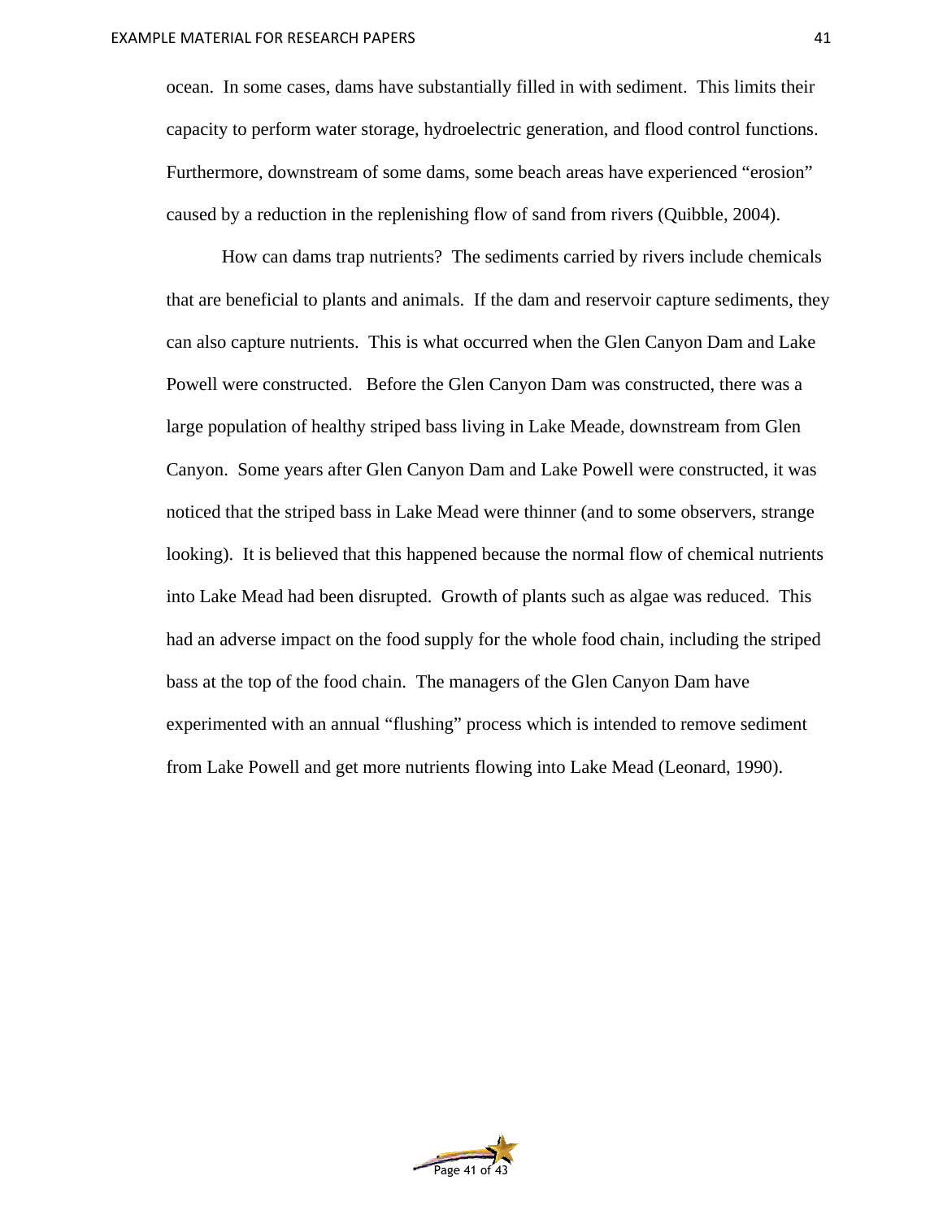ocean. In some cases, dams have substantially filled in with sediment. This limits their capacity to perform water storage, hydroelectric generation, and flood control functions. Furthermore, downstream of some dams, some beach areas have experienced “erosion” caused by a reduction in the replenishing flow of sand from rivers (Quibble, 2004).

How can dams trap nutrients? The sediments carried by rivers include chemicals that are beneficial to plants and animals. If the dam and reservoir capture sediments, they can also capture nutrients. This is what occurred when the Glen Canyon Dam and Lake Powell were constructed. Before the Glen Canyon Dam was constructed, there was a large population of healthy striped bass living in Lake Meade, downstream from Glen Canyon. Some years after Glen Canyon Dam and Lake Powell were constructed, it was noticed that the striped bass in Lake Mead were thinner (and to some observers, strange looking). It is believed that this happened because the normal flow of chemical nutrients into Lake Mead had been disrupted. Growth of plants such as algae was reduced. This had an adverse impact on the food supply for the whole food chain, including the striped bass at the top of the food chain. The managers of the Glen Canyon Dam have experimented with an annual “flushing” process which is intended to remove sediment from Lake Powell and get more nutrients flowing into Lake Mead (Leonard, 1990).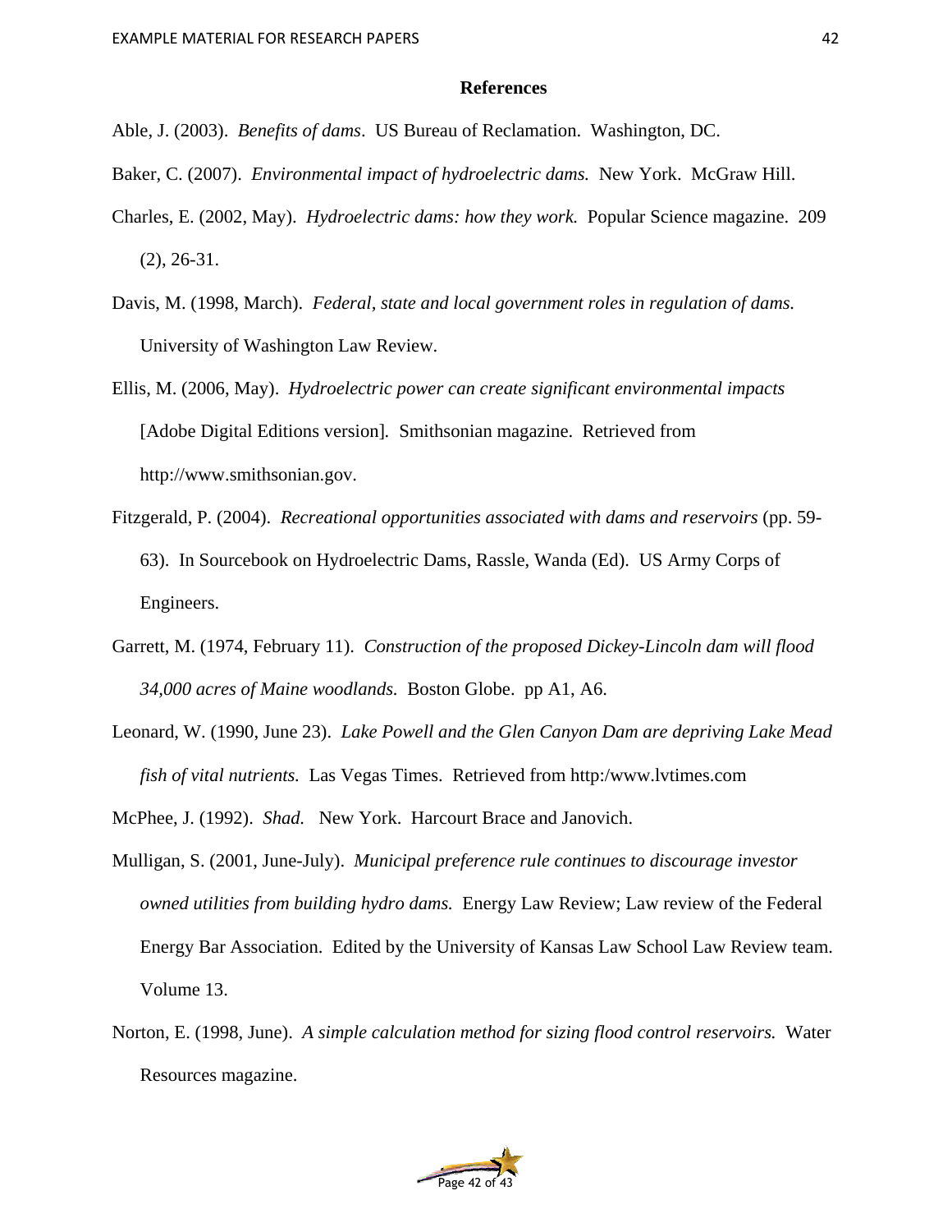## References

Able, J. (2003). *Benefits of dams*. US Bureau of Reclamation. Washington, DC.

Baker, C. (2007). *Environmental impact of hydroelectric dams.* New York. McGraw Hill.

Charles, E. (2002, May). *Hydroelectric dams: how they work.* Popular Science magazine. 209 (2), 26-31.

Davis, M. (1998, March). *Federal, state and local government roles in regulation of dams.* University of Washington Law Review.

Ellis, M. (2006, May). *Hydroelectric power can create significant environmental impacts* [Adobe Digital Editions version]. Smithsonian magazine. Retrieved from http://www.smithsonian.gov.

Fitzgerald, P. (2004). *Recreational opportunities associated with dams and reservoirs* (pp. 59-63). In Sourcebook on Hydroelectric Dams, Rassle, Wanda (Ed). US Army Corps of Engineers.

Garrett, M. (1974, February 11). *Construction of the proposed Dickey-Lincoln dam will flood 34,000 acres of Maine woodlands.* Boston Globe. pp A1, A6.

Leonard, W. (1990, June 23). *Lake Powell and the Glen Canyon Dam are depriving Lake Mead fish of vital nutrients.* Las Vegas Times. Retrieved from http:/www.lvtimes.com

McPhee, J. (1992). *Shad.* New York. Harcourt Brace and Janovich.

Mulligan, S. (2001, June-July). *Municipal preference rule continues to discourage investor owned utilities from building hydro dams.* Energy Law Review; Law review of the Federal Energy Bar Association. Edited by the University of Kansas Law School Law Review team. Volume 13.

Norton, E. (1998, June). *A simple calculation method for sizing flood control reservoirs.* Water Resources magazine.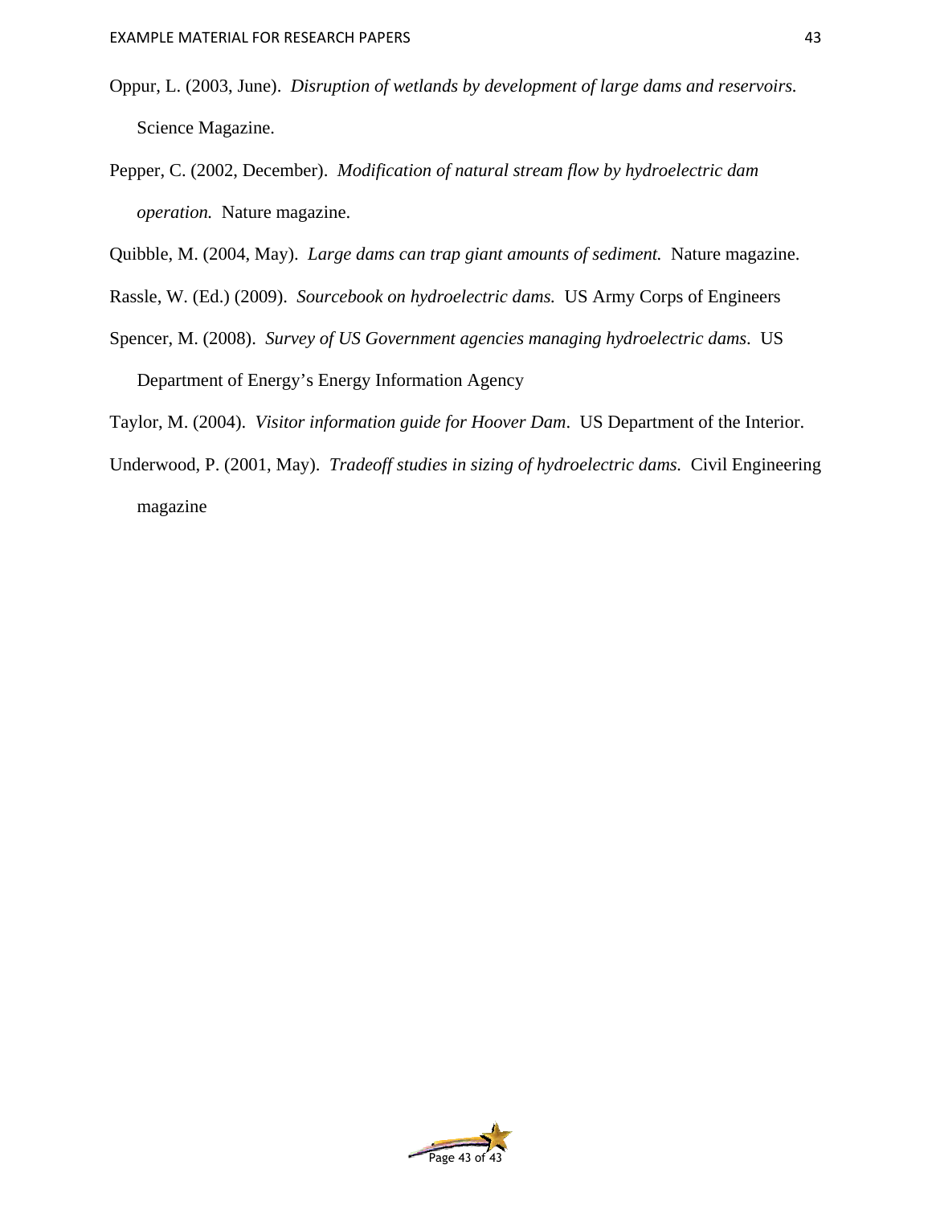Oppur, L. (2003, June). *Disruption of wetlands by development of large dams and reservoirs.* Science Magazine.

Pepper, C. (2002, December). *Modification of natural stream flow by hydroelectric dam operation.* Nature magazine.

Quibble, M. (2004, May). *Large dams can trap giant amounts of sediment.* Nature magazine.

Rassle, W. (Ed.) (2009). *Sourcebook on hydroelectric dams.* US Army Corps of Engineers

Spencer, M. (2008). *Survey of US Government agencies managing hydroelectric dams.* US Department of Energy's Energy Information Agency

Taylor, M. (2004). *Visitor information guide for Hoover Dam*. US Department of the Interior.

Underwood, P. (2001, May). *Tradeoff studies in sizing of hydroelectric dams.* Civil Engineering magazine